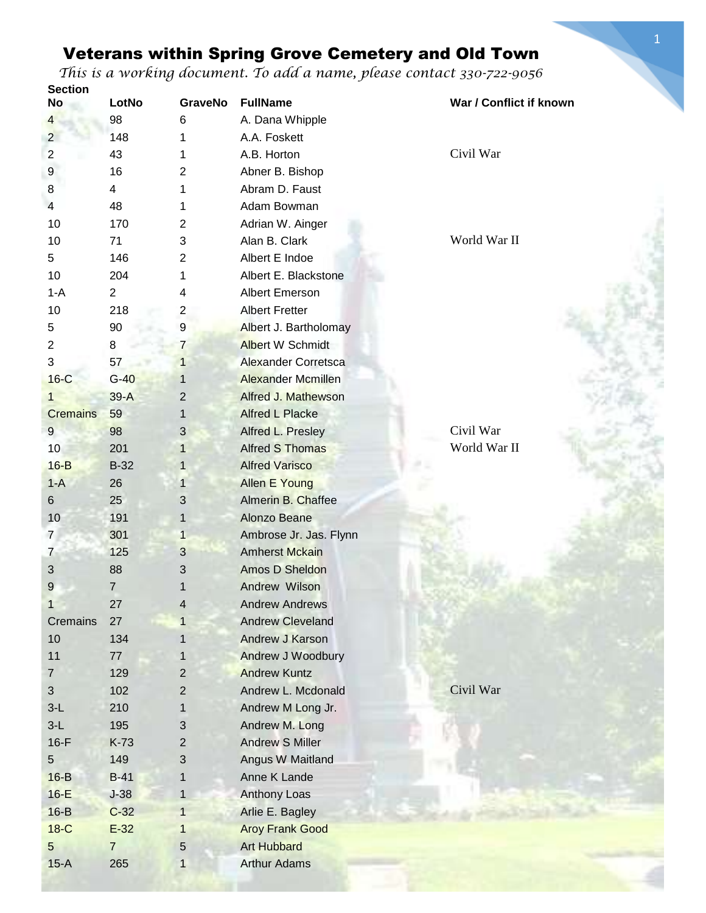# Veterans within Spring Grove Cemetery and Old Town

*This is a working document. To add a name, please contact 330-722-9056*

| Section No | LotNo | GraveNo | FullName | War / Conflict if known |
|---|---|---|---|---|
| 4 | 98 | 6 | A. Dana Whipple | |
| 2 | 148 | 1 | A.A. Foskett | |
| 2 | 43 | 1 | A.B. Horton | Civil War |
| 9 | 16 | 2 | Abner B. Bishop | |
| 8 | 4 | 1 | Abram D. Faust | |
| 4 | 48 | 1 | Adam Bowman | |
| 10 | 170 | 2 | Adrian W. Ainger | |
| 10 | 71 | 3 | Alan B. Clark | World War II |
| 5 | 146 | 2 | Albert E Indoe | |
| 10 | 204 | 1 | Albert E. Blackstone | |
| 1-A | 2 | 4 | Albert Emerson | |
| 10 | 218 | 2 | Albert Fretter | |
| 5 | 90 | 9 | Albert J. Bartholomay | |
| 2 | 8 | 7 | Albert W Schmidt | |
| 3 | 57 | 1 | Alexander Corretsca | |
| 16-C | G-40 | 1 | Alexander Mcmillen | |
| 1 | 39-A | 2 | Alfred J. Mathewson | |
| Cremains | 59 | 1 | Alfred L Placke | |
| 9 | 98 | 3 | Alfred L. Presley | Civil War |
| 10 | 201 | 1 | Alfred S Thomas | World War II |
| 16-B | B-32 | 1 | Alfred Varisco | |
| 1-A | 26 | 1 | Allen E Young | |
| 6 | 25 | 3 | Almerin B. Chaffee | |
| 10 | 191 | 1 | Alonzo Beane | |
| 7 | 301 | 1 | Ambrose Jr. Jas. Flynn | |
| 7 | 125 | 3 | Amherst Mckain | |
| 3 | 88 | 3 | Amos D Sheldon | |
| 9 | 7 | 1 | Andrew  Wilson | |
| 1 | 27 | 4 | Andrew Andrews | |
| Cremains | 27 | 1 | Andrew Cleveland | |
| 10 | 134 | 1 | Andrew J Karson | |
| 11 | 77 | 1 | Andrew J Woodbury | |
| 7 | 129 | 2 | Andrew Kuntz | |
| 3 | 102 | 2 | Andrew L. Mcdonald | Civil War |
| 3-L | 210 | 1 | Andrew M Long Jr. | |
| 3-L | 195 | 3 | Andrew M. Long | |
| 16-F | K-73 | 2 | Andrew S Miller | |
| 5 | 149 | 3 | Angus W Maitland | |
| 16-B | B-41 | 1 | Anne K Lande | |
| 16-E | J-38 | 1 | Anthony Loas | |
| 16-B | C-32 | 1 | Arlie E. Bagley | |
| 18-C | E-32 | 1 | Aroy Frank Good | |
| 5 | 7 | 5 | Art Hubbard | |
| 15-A | 265 | 1 | Arthur Adams | |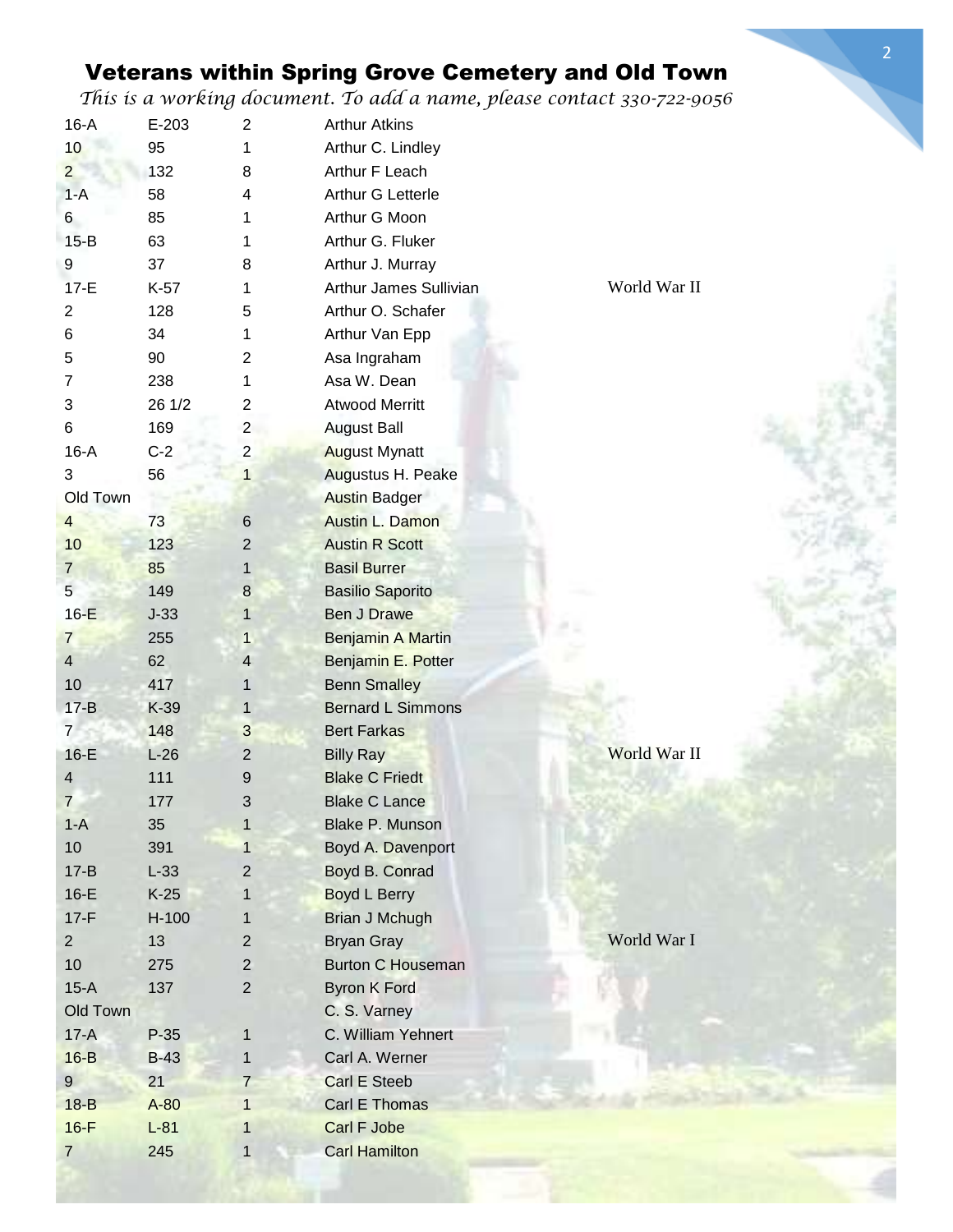## Veterans within Spring Grove Cemetery and Old Town

*This is a working document. To add a name, please contact 330-722-9056*

| | | | | |
|---|---|---|---|---|
| 16-A | E-203 | 2 | Arthur Atkins | |
| 10 | 95 | 1 | Arthur C. Lindley | |
| 2 | 132 | 8 | Arthur F Leach | |
| 1-A | 58 | 4 | Arthur G Letterle | |
| 6 | 85 | 1 | Arthur G Moon | |
| 15-B | 63 | 1 | Arthur G. Fluker | |
| 9 | 37 | 8 | Arthur J. Murray | |
| 17-E | K-57 | 1 | Arthur James Sullivian | World War II |
| 2 | 128 | 5 | Arthur O. Schafer | |
| 6 | 34 | 1 | Arthur Van Epp | |
| 5 | 90 | 2 | Asa Ingraham | |
| 7 | 238 | 1 | Asa W. Dean | |
| 3 | 26 1/2 | 2 | Atwood Merritt | |
| 6 | 169 | 2 | August Ball | |
| 16-A | C-2 | 2 | August Mynatt | |
| 3 | 56 | 1 | Augustus H. Peake | |
| Old Town | | | Austin Badger | |
| 4 | 73 | 6 | Austin L. Damon | |
| 10 | 123 | 2 | Austin R Scott | |
| 7 | 85 | 1 | Basil Burrer | |
| 5 | 149 | 8 | Basilio Saporito | |
| 16-E | J-33 | 1 | Ben J Drawe | |
| 7 | 255 | 1 | Benjamin A Martin | |
| 4 | 62 | 4 | Benjamin E. Potter | |
| 10 | 417 | 1 | Benn Smalley | |
| 17-B | K-39 | 1 | Bernard L Simmons | |
| 7 | 148 | 3 | Bert Farkas | |
| 16-E | L-26 | 2 | Billy Ray | World War II |
| 4 | 111 | 9 | Blake C Friedt | |
| 7 | 177 | 3 | Blake C Lance | |
| 1-A | 35 | 1 | Blake P. Munson | |
| 10 | 391 | 1 | Boyd A. Davenport | |
| 17-B | L-33 | 2 | Boyd B. Conrad | |
| 16-E | K-25 | 1 | Boyd L Berry | |
| 17-F | H-100 | 1 | Brian J Mchugh | |
| 2 | 13 | 2 | Bryan Gray | World War I |
| 10 | 275 | 2 | Burton C Houseman | |
| 15-A | 137 | 2 | Byron K Ford | |
| Old Town | | | C. S. Varney | |
| 17-A | P-35 | 1 | C. William Yehnert | |
| 16-B | B-43 | 1 | Carl A. Werner | |
| 9 | 21 | 7 | Carl E Steeb | |
| 18-B | A-80 | 1 | Carl E Thomas | |
| 16-F | L-81 | 1 | Carl F Jobe | |
| 7 | 245 | 1 | Carl Hamilton | |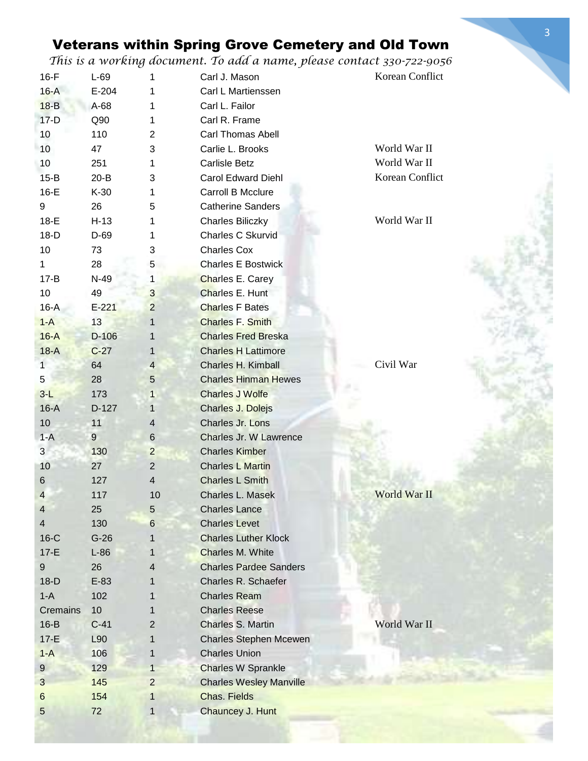# Veterans within Spring Grove Cemetery and Old Town

*This is a working document. To add a name, please contact 330-722-9056*

| | | | | |
|---|---|---|---|---|
| 16-F | L-69 | 1 | Carl J. Mason | Korean Conflict |
| 16-A | E-204 | 1 | Carl L Martienssen | |
| 18-B | A-68 | 1 | Carl L. Failor | |
| 17-D | Q90 | 1 | Carl R. Frame | |
| 10 | 110 | 2 | Carl Thomas Abell | |
| 10 | 47 | 3 | Carlie L. Brooks | World War II |
| 10 | 251 | 1 | Carlisle Betz | World War II |
| 15-B | 20-B | 3 | Carol Edward Diehl | Korean Conflict |
| 16-E | K-30 | 1 | Carroll B Mcclure | |
| 9 | 26 | 5 | Catherine Sanders | |
| 18-E | H-13 | 1 | Charles Biliczky | World War II |
| 18-D | D-69 | 1 | Charles C Skurvid | |
| 10 | 73 | 3 | Charles Cox | |
| 1 | 28 | 5 | Charles E Bostwick | |
| 17-B | N-49 | 1 | Charles E. Carey | |
| 10 | 49 | 3 | Charles E. Hunt | |
| 16-A | E-221 | 2 | Charles F Bates | |
| 1-A | 13 | 1 | Charles F. Smith | |
| 16-A | D-106 | 1 | Charles Fred Breska | |
| 18-A | C-27 | 1 | Charles H Lattimore | |
| 1 | 64 | 4 | Charles H. Kimball | Civil War |
| 5 | 28 | 5 | Charles Hinman Hewes | |
| 3-L | 173 | 1 | Charles J Wolfe | |
| 16-A | D-127 | 1 | Charles J. Dolejs | |
| 10 | 11 | 4 | Charles Jr. Lons | |
| 1-A | 9 | 6 | Charles Jr. W Lawrence | |
| 3 | 130 | 2 | Charles Kimber | |
| 10 | 27 | 2 | Charles L Martin | |
| 6 | 127 | 4 | Charles L Smith | |
| 4 | 117 | 10 | Charles L. Masek | World War II |
| 4 | 25 | 5 | Charles Lance | |
| 4 | 130 | 6 | Charles Levet | |
| 16-C | G-26 | 1 | Charles Luther Klock | |
| 17-E | L-86 | 1 | Charles M. White | |
| 9 | 26 | 4 | Charles Pardee Sanders | |
| 18-D | E-83 | 1 | Charles R. Schaefer | |
| 1-A | 102 | 1 | Charles Ream | |
| Cremains | 10 | 1 | Charles Reese | |
| 16-B | C-41 | 2 | Charles S. Martin | World War II |
| 17-E | L90 | 1 | Charles Stephen Mcewen | |
| 1-A | 106 | 1 | Charles Union | |
| 9 | 129 | 1 | Charles W Sprankle | |
| 3 | 145 | 2 | Charles Wesley Manville | |
| 6 | 154 | 1 | Chas. Fields | |
| 5 | 72 | 1 | Chauncey J. Hunt | |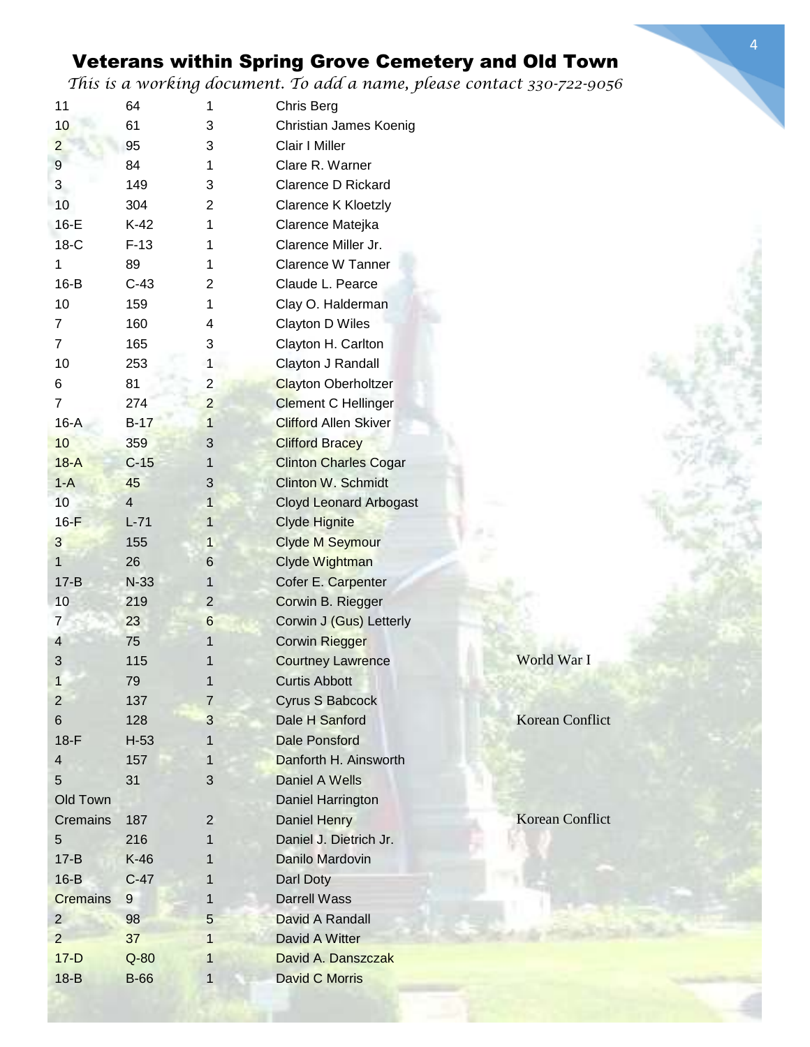# Veterans within Spring Grove Cemetery and Old Town

*This is a working document. To add a name, please contact 330-722-9056*

| | | | | |
|---|---|---|---|---|
| 11 | 64 | 1 | Chris Berg | |
| 10 | 61 | 3 | Christian James Koenig | |
| 2 | 95 | 3 | Clair I Miller | |
| 9 | 84 | 1 | Clare R. Warner | |
| 3 | 149 | 3 | Clarence D Rickard | |
| 10 | 304 | 2 | Clarence K Kloetzly | |
| 16-E | K-42 | 1 | Clarence Matejka | |
| 18-C | F-13 | 1 | Clarence Miller Jr. | |
| 1 | 89 | 1 | Clarence W Tanner | |
| 16-B | C-43 | 2 | Claude L. Pearce | |
| 10 | 159 | 1 | Clay O. Halderman | |
| 7 | 160 | 4 | Clayton D Wiles | |
| 7 | 165 | 3 | Clayton H. Carlton | |
| 10 | 253 | 1 | Clayton J Randall | |
| 6 | 81 | 2 | Clayton Oberholtzer | |
| 7 | 274 | 2 | Clement C Hellinger | |
| 16-A | B-17 | 1 | Clifford Allen Skiver | |
| 10 | 359 | 3 | Clifford Bracey | |
| 18-A | C-15 | 1 | Clinton Charles Cogar | |
| 1-A | 45 | 3 | Clinton W. Schmidt | |
| 10 | 4 | 1 | Cloyd Leonard Arbogast | |
| 16-F | L-71 | 1 | Clyde Hignite | |
| 3 | 155 | 1 | Clyde M Seymour | |
| 1 | 26 | 6 | Clyde Wightman | |
| 17-B | N-33 | 1 | Cofer E. Carpenter | |
| 10 | 219 | 2 | Corwin B. Riegger | |
| 7 | 23 | 6 | Corwin J (Gus) Letterly | |
| 4 | 75 | 1 | Corwin Riegger | |
| 3 | 115 | 1 | Courtney Lawrence | World War I |
| 1 | 79 | 1 | Curtis Abbott | |
| 2 | 137 | 7 | Cyrus S Babcock | |
| 6 | 128 | 3 | Dale H Sanford | Korean Conflict |
| 18-F | H-53 | 1 | Dale Ponsford | |
| 4 | 157 | 1 | Danforth H. Ainsworth | |
| 5 | 31 | 3 | Daniel A Wells | |
| Old Town | | | Daniel Harrington | |
| Cremains | 187 | 2 | Daniel Henry | Korean Conflict |
| 5 | 216 | 1 | Daniel J. Dietrich Jr. | |
| 17-B | K-46 | 1 | Danilo Mardovin | |
| 16-B | C-47 | 1 | Darl Doty | |
| Cremains | 9 | 1 | Darrell Wass | |
| 2 | 98 | 5 | David A Randall | |
| 2 | 37 | 1 | David A Witter | |
| 17-D | Q-80 | 1 | David A. Danszczak | |
| 18-B | B-66 | 1 | David C Morris | |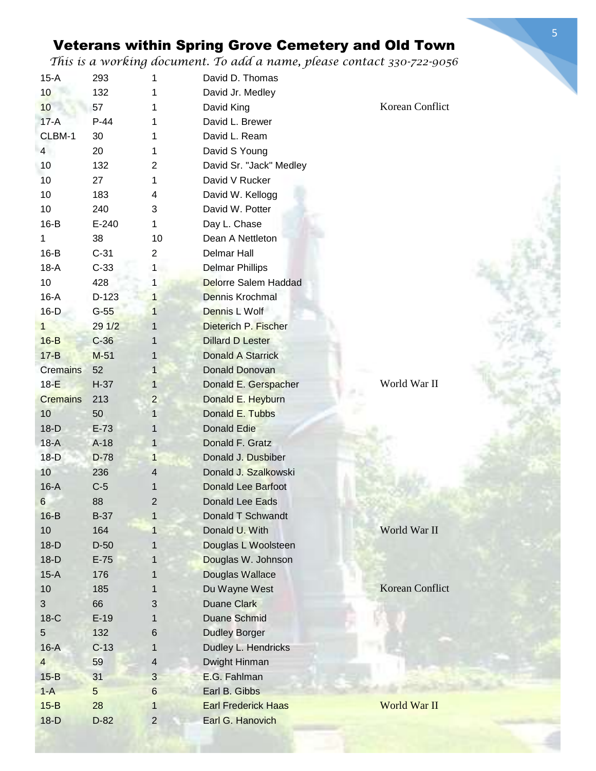# Veterans within Spring Grove Cemetery and Old Town

*This is a working document. To add a name, please contact 330-722-9056*

| | | | | |
|---|---|---|---|---|
| 15-A | 293 | 1 | David D. Thomas | |
| 10 | 132 | 1 | David Jr. Medley | |
| 10 | 57 | 1 | David King | Korean Conflict |
| 17-A | P-44 | 1 | David L. Brewer | |
| CLBM-1 | 30 | 1 | David L. Ream | |
| 4 | 20 | 1 | David S Young | |
| 10 | 132 | 2 | David Sr. "Jack" Medley | |
| 10 | 27 | 1 | David V Rucker | |
| 10 | 183 | 4 | David W. Kellogg | |
| 10 | 240 | 3 | David W. Potter | |
| 16-B | E-240 | 1 | Day L. Chase | |
| 1 | 38 | 10 | Dean A Nettleton | |
| 16-B | C-31 | 2 | Delmar Hall | |
| 18-A | C-33 | 1 | Delmar Phillips | |
| 10 | 428 | 1 | Delorre Salem Haddad | |
| 16-A | D-123 | 1 | Dennis Krochmal | |
| 16-D | G-55 | 1 | Dennis L Wolf | |
| 1 | 29 1/2 | 1 | Dieterich P. Fischer | |
| 16-B | C-36 | 1 | Dillard D Lester | |
| 17-B | M-51 | 1 | Donald A Starrick | |
| Cremains | 52 | 1 | Donald Donovan | |
| 18-E | H-37 | 1 | Donald E. Gerspacher | World War II |
| Cremains | 213 | 2 | Donald E. Heyburn | |
| 10 | 50 | 1 | Donald E. Tubbs | |
| 18-D | E-73 | 1 | Donald Edie | |
| 18-A | A-18 | 1 | Donald F. Gratz | |
| 18-D | D-78 | 1 | Donald J. Dusbiber | |
| 10 | 236 | 4 | Donald J. Szalkowski | |
| 16-A | C-5 | 1 | Donald Lee Barfoot | |
| 6 | 88 | 2 | Donald Lee Eads | |
| 16-B | B-37 | 1 | Donald T Schwandt | |
| 10 | 164 | 1 | Donald U. With | World War II |
| 18-D | D-50 | 1 | Douglas L Woolsteen | |
| 18-D | E-75 | 1 | Douglas W. Johnson | |
| 15-A | 176 | 1 | Douglas Wallace | |
| 10 | 185 | 1 | Du Wayne West | Korean Conflict |
| 3 | 66 | 3 | Duane Clark | |
| 18-C | E-19 | 1 | Duane Schmid | |
| 5 | 132 | 6 | Dudley Borger | |
| 16-A | C-13 | 1 | Dudley L. Hendricks | |
| 4 | 59 | 4 | Dwight Hinman | |
| 15-B | 31 | 3 | E.G. Fahlman | |
| 1-A | 5 | 6 | Earl B. Gibbs | |
| 15-B | 28 | 1 | Earl Frederick Haas | World War II |
| 18-D | D-82 | 2 | Earl G. Hanovich | |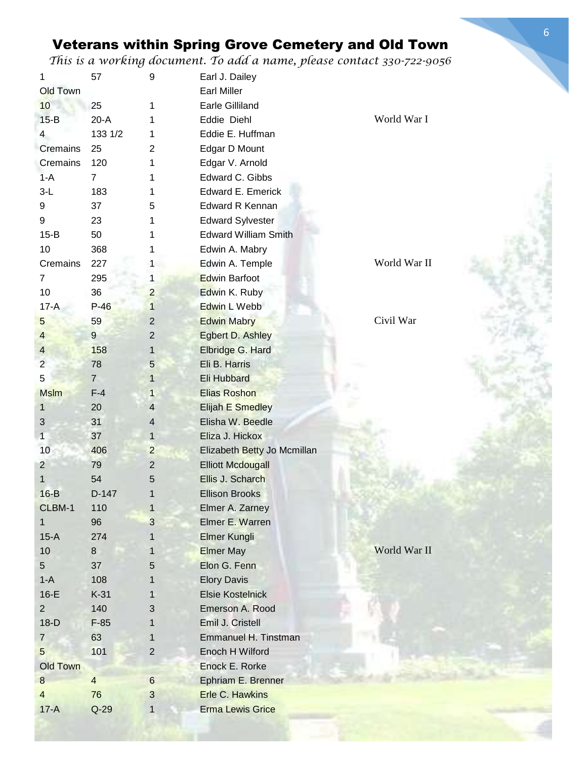# Veterans within Spring Grove Cemetery and Old Town

*This is a working document. To add a name, please contact 330-722-9056*

| | | | | |
|---|---|---|---|---|
| 1 | 57 | 9 | Earl J. Dailey | |
| Old Town | | | Earl Miller | |
| 10 | 25 | 1 | Earle Gilliland | |
| 15-B | 20-A | 1 | Eddie Diehl | World War I |
| 4 | 133 1/2 | 1 | Eddie E. Huffman | |
| Cremains | 25 | 2 | Edgar D Mount | |
| Cremains | 120 | 1 | Edgar V. Arnold | |
| 1-A | 7 | 1 | Edward C. Gibbs | |
| 3-L | 183 | 1 | Edward E. Emerick | |
| 9 | 37 | 5 | Edward R Kennan | |
| 9 | 23 | 1 | Edward Sylvester | |
| 15-B | 50 | 1 | Edward William Smith | |
| 10 | 368 | 1 | Edwin A. Mabry | |
| Cremains | 227 | 1 | Edwin A. Temple | World War II |
| 7 | 295 | 1 | Edwin Barfoot | |
| 10 | 36 | 2 | Edwin K. Ruby | |
| 17-A | P-46 | 1 | Edwin L Webb | |
| 5 | 59 | 2 | Edwin Mabry | Civil War |
| 4 | 9 | 2 | Egbert D. Ashley | |
| 4 | 158 | 1 | Elbridge G. Hard | |
| 2 | 78 | 5 | Eli B. Harris | |
| 5 | 7 | 1 | Eli Hubbard | |
| Mslm | F-4 | 1 | Elias Roshon | |
| 1 | 20 | 4 | Elijah E Smedley | |
| 3 | 31 | 4 | Elisha W. Beedle | |
| 1 | 37 | 1 | Eliza J. Hickox | |
| 10 | 406 | 2 | Elizabeth Betty Jo Mcmillan | |
| 2 | 79 | 2 | Elliott Mcdougall | |
| 1 | 54 | 5 | Ellis J. Scharch | |
| 16-B | D-147 | 1 | Ellison Brooks | |
| CLBM-1 | 110 | 1 | Elmer A. Zarney | |
| 1 | 96 | 3 | Elmer E. Warren | |
| 15-A | 274 | 1 | Elmer Kungli | |
| 10 | 8 | 1 | Elmer May | World War II |
| 5 | 37 | 5 | Elon G. Fenn | |
| 1-A | 108 | 1 | Elory Davis | |
| 16-E | K-31 | 1 | Elsie Kostelnick | |
| 2 | 140 | 3 | Emerson A. Rood | |
| 18-D | F-85 | 1 | Emil J. Cristell | |
| 7 | 63 | 1 | Emmanuel H. Tinstman | |
| 5 | 101 | 2 | Enoch H Wilford | |
| Old Town | | | Enock E. Rorke | |
| 8 | 4 | 6 | Ephriam E. Brenner | |
| 4 | 76 | 3 | Erle C. Hawkins | |
| 17-A | Q-29 | 1 | Erma Lewis Grice | |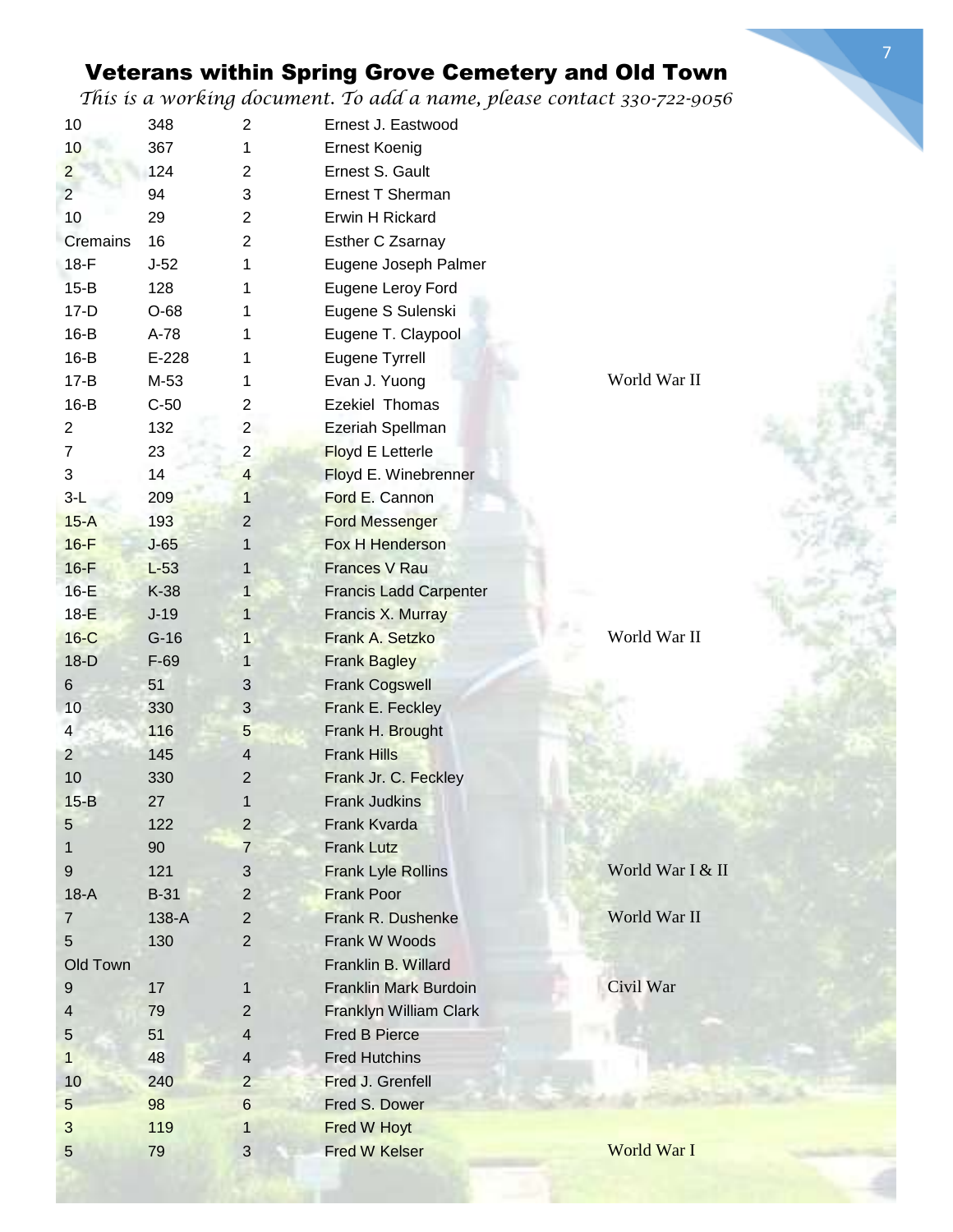# Veterans within Spring Grove Cemetery and Old Town

*This is a working document. To add a name, please contact 330-722-9056*

| | | | | |
|---|---|---|---|---|
| 10 | 348 | 2 | Ernest J. Eastwood | |
| 10 | 367 | 1 | Ernest Koenig | |
| 2 | 124 | 2 | Ernest S. Gault | |
| 2 | 94 | 3 | Ernest T Sherman | |
| 10 | 29 | 2 | Erwin H Rickard | |
| Cremains | 16 | 2 | Esther C Zsarnay | |
| 18-F | J-52 | 1 | Eugene Joseph Palmer | |
| 15-B | 128 | 1 | Eugene Leroy Ford | |
| 17-D | O-68 | 1 | Eugene S Sulenski | |
| 16-B | A-78 | 1 | Eugene T. Claypool | |
| 16-B | E-228 | 1 | Eugene Tyrrell | |
| 17-B | M-53 | 1 | Evan J. Yuong | World War II |
| 16-B | C-50 | 2 | Ezekiel Thomas | |
| 2 | 132 | 2 | Ezeriah Spellman | |
| 7 | 23 | 2 | Floyd E Letterle | |
| 3 | 14 | 4 | Floyd E. Winebrenner | |
| 3-L | 209 | 1 | Ford E. Cannon | |
| 15-A | 193 | 2 | Ford Messenger | |
| 16-F | J-65 | 1 | Fox H Henderson | |
| 16-F | L-53 | 1 | Frances V Rau | |
| 16-E | K-38 | 1 | Francis Ladd Carpenter | |
| 18-E | J-19 | 1 | Francis X. Murray | |
| 16-C | G-16 | 1 | Frank A. Setzko | World War II |
| 18-D | F-69 | 1 | Frank Bagley | |
| 6 | 51 | 3 | Frank Cogswell | |
| 10 | 330 | 3 | Frank E. Feckley | |
| 4 | 116 | 5 | Frank H. Brought | |
| 2 | 145 | 4 | Frank Hills | |
| 10 | 330 | 2 | Frank Jr. C. Feckley | |
| 15-B | 27 | 1 | Frank Judkins | |
| 5 | 122 | 2 | Frank Kvarda | |
| 1 | 90 | 7 | Frank Lutz | |
| 9 | 121 | 3 | Frank Lyle Rollins | World War I & II |
| 18-A | B-31 | 2 | Frank Poor | |
| 7 | 138-A | 2 | Frank R. Dushenke | World War II |
| 5 | 130 | 2 | Frank W Woods | |
| Old Town | | | Franklin B. Willard | |
| 9 | 17 | 1 | Franklin Mark Burdoin | Civil War |
| 4 | 79 | 2 | Franklyn William Clark | |
| 5 | 51 | 4 | Fred B Pierce | |
| 1 | 48 | 4 | Fred Hutchins | |
| 10 | 240 | 2 | Fred J. Grenfell | |
| 5 | 98 | 6 | Fred S. Dower | |
| 3 | 119 | 1 | Fred W Hoyt | |
| 5 | 79 | 3 | Fred W Kelser | World War I |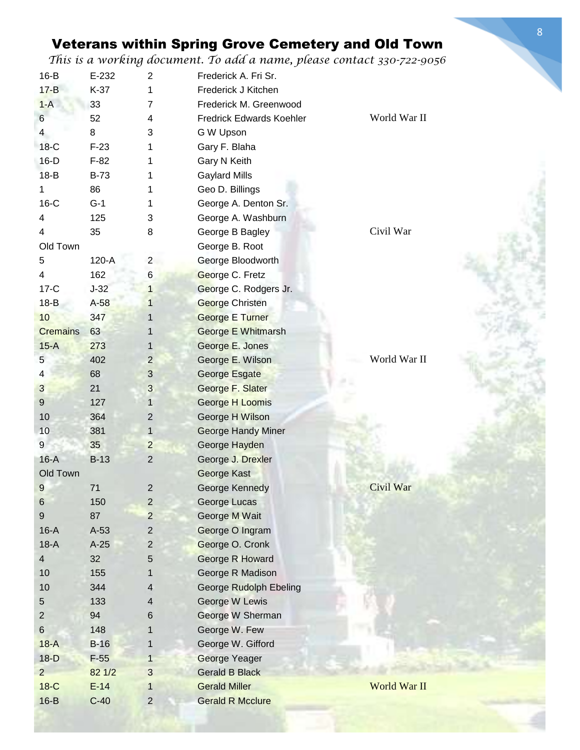# Veterans within Spring Grove Cemetery and Old Town

*This is a working document. To add a name, please contact 330-722-9056*

| | | | | |
|---|---|---|---|---|
| 16-B | E-232 | 2 | Frederick A. Fri Sr. | |
| 17-B | K-37 | 1 | Frederick J Kitchen | |
| 1-A | 33 | 7 | Frederick M. Greenwood | |
| 6 | 52 | 4 | Fredrick Edwards Koehler | World War II |
| 4 | 8 | 3 | G W Upson | |
| 18-C | F-23 | 1 | Gary F. Blaha | |
| 16-D | F-82 | 1 | Gary N Keith | |
| 18-B | B-73 | 1 | Gaylard Mills | |
| 1 | 86 | 1 | Geo D. Billings | |
| 16-C | G-1 | 1 | George A. Denton Sr. | |
| 4 | 125 | 3 | George A. Washburn | |
| 4 | 35 | 8 | George B Bagley | Civil War |
| Old Town | | | George B. Root | |
| 5 | 120-A | 2 | George Bloodworth | |
| 4 | 162 | 6 | George C. Fretz | |
| 17-C | J-32 | 1 | George C. Rodgers Jr. | |
| 18-B | A-58 | 1 | George Christen | |
| 10 | 347 | 1 | George E Turner | |
| Cremains | 63 | 1 | George E Whitmarsh | |
| 15-A | 273 | 1 | George E. Jones | |
| 5 | 402 | 2 | George E. Wilson | World War II |
| 4 | 68 | 3 | George Esgate | |
| 3 | 21 | 3 | George F. Slater | |
| 9 | 127 | 1 | George H Loomis | |
| 10 | 364 | 2 | George H Wilson | |
| 10 | 381 | 1 | George Handy Miner | |
| 9 | 35 | 2 | George Hayden | |
| 16-A | B-13 | 2 | George J. Drexler | |
| Old Town | | | George Kast | |
| 9 | 71 | 2 | George Kennedy | Civil War |
| 6 | 150 | 2 | George Lucas | |
| 9 | 87 | 2 | George M Wait | |
| 16-A | A-53 | 2 | George O Ingram | |
| 18-A | A-25 | 2 | George O. Cronk | |
| 4 | 32 | 5 | George R Howard | |
| 10 | 155 | 1 | George R Madison | |
| 10 | 344 | 4 | George Rudolph Ebeling | |
| 5 | 133 | 4 | George W Lewis | |
| 2 | 94 | 6 | George W Sherman | |
| 6 | 148 | 1 | George W. Few | |
| 18-A | B-16 | 1 | George W. Gifford | |
| 18-D | F-55 | 1 | George Yeager | |
| 2 | 82 1/2 | 3 | Gerald B Black | |
| 18-C | E-14 | 1 | Gerald Miller | World War II |
| 16-B | C-40 | 2 | Gerald R Mcclure | |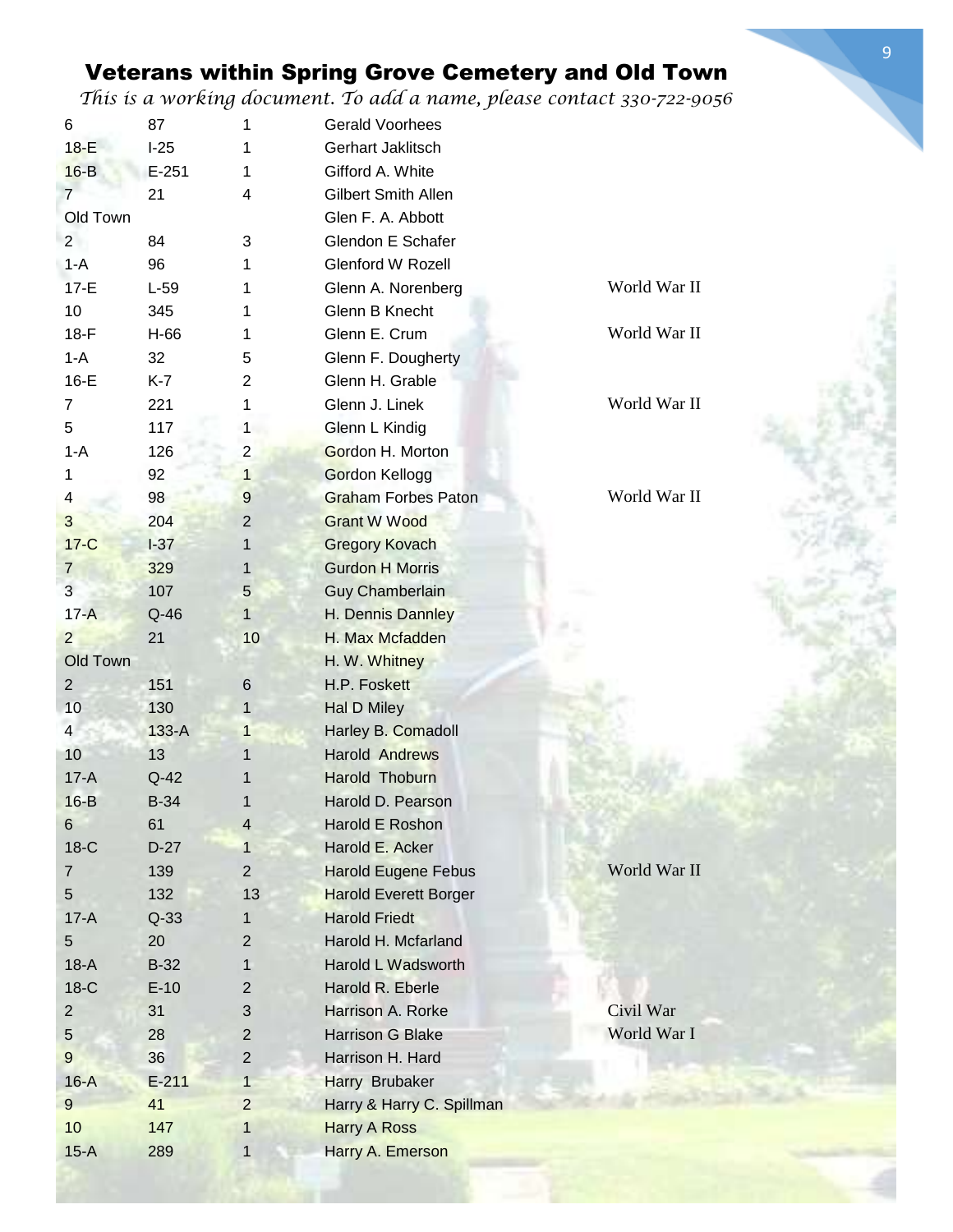# Veterans within Spring Grove Cemetery and Old Town

*This is a working document. To add a name, please contact 330-722-9056*

| | | | | |
|---|---|---|---|---|
| 6 | 87 | 1 | Gerald Voorhees | |
| 18-E | I-25 | 1 | Gerhart Jaklitsch | |
| 16-B | E-251 | 1 | Gifford A. White | |
| 7 | 21 | 4 | Gilbert Smith Allen | |
| Old Town | | | Glen F. A. Abbott | |
| 2 | 84 | 3 | Glendon E Schafer | |
| 1-A | 96 | 1 | Glenford W Rozell | |
| 17-E | L-59 | 1 | Glenn A. Norenberg | World War II |
| 10 | 345 | 1 | Glenn B Knecht | |
| 18-F | H-66 | 1 | Glenn E. Crum | World War II |
| 1-A | 32 | 5 | Glenn F. Dougherty | |
| 16-E | K-7 | 2 | Glenn H. Grable | |
| 7 | 221 | 1 | Glenn J. Linek | World War II |
| 5 | 117 | 1 | Glenn L Kindig | |
| 1-A | 126 | 2 | Gordon H. Morton | |
| 1 | 92 | 1 | Gordon Kellogg | |
| 4 | 98 | 9 | Graham Forbes Paton | World War II |
| 3 | 204 | 2 | Grant W Wood | |
| 17-C | I-37 | 1 | Gregory Kovach | |
| 7 | 329 | 1 | Gurdon H Morris | |
| 3 | 107 | 5 | Guy Chamberlain | |
| 17-A | Q-46 | 1 | H. Dennis Dannley | |
| 2 | 21 | 10 | H. Max Mcfadden | |
| Old Town | | | H. W. Whitney | |
| 2 | 151 | 6 | H.P. Foskett | |
| 10 | 130 | 1 | Hal D Miley | |
| 4 | 133-A | 1 | Harley B. Comadoll | |
| 10 | 13 | 1 | Harold Andrews | |
| 17-A | Q-42 | 1 | Harold Thoburn | |
| 16-B | B-34 | 1 | Harold D. Pearson | |
| 6 | 61 | 4 | Harold E Roshon | |
| 18-C | D-27 | 1 | Harold E. Acker | |
| 7 | 139 | 2 | Harold Eugene Febus | World War II |
| 5 | 132 | 13 | Harold Everett Borger | |
| 17-A | Q-33 | 1 | Harold Friedt | |
| 5 | 20 | 2 | Harold H. Mcfarland | |
| 18-A | B-32 | 1 | Harold L Wadsworth | |
| 18-C | E-10 | 2 | Harold R. Eberle | |
| 2 | 31 | 3 | Harrison A. Rorke | Civil War |
| 5 | 28 | 2 | Harrison G Blake | World War I |
| 9 | 36 | 2 | Harrison H. Hard | |
| 16-A | E-211 | 1 | Harry Brubaker | |
| 9 | 41 | 2 | Harry & Harry C. Spillman | |
| 10 | 147 | 1 | Harry A Ross | |
| 15-A | 289 | 1 | Harry A. Emerson | |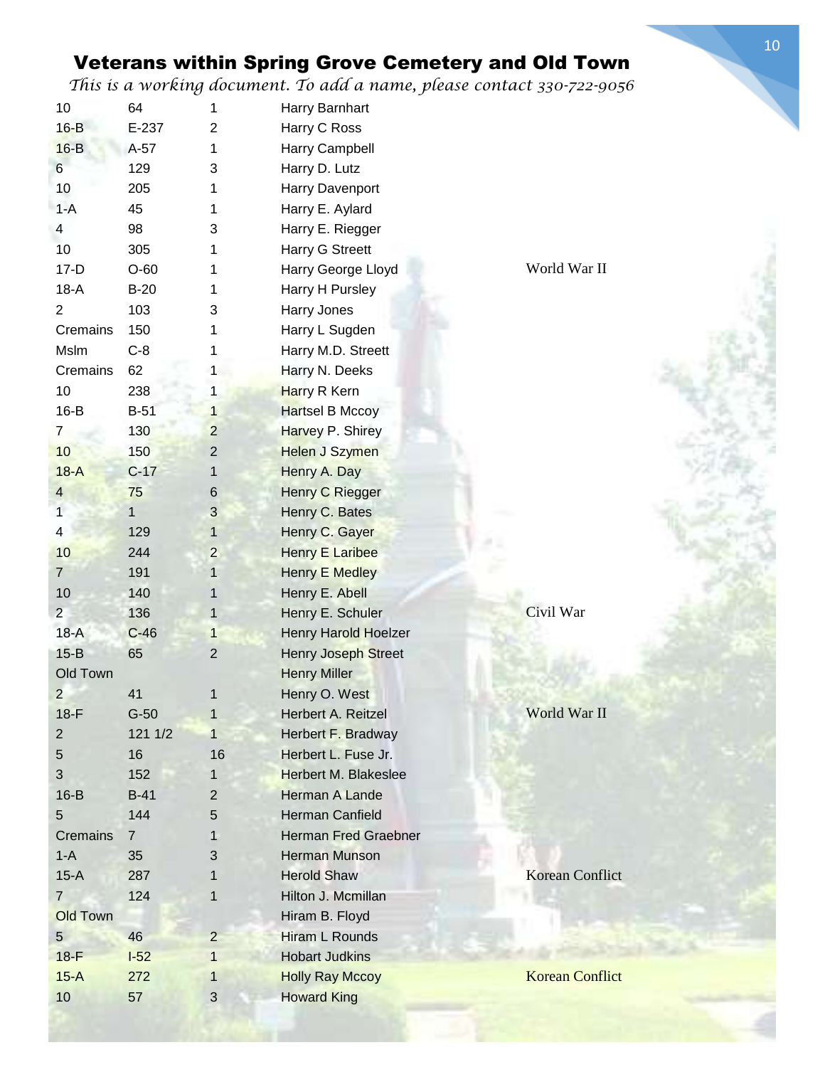# Veterans within Spring Grove Cemetery and Old Town

*This is a working document. To add a name, please contact 330-722-9056*

| | | | | |
|---|---|---|---|---|
| 10 | 64 | 1 | Harry Barnhart | |
| 16-B | E-237 | 2 | Harry C Ross | |
| 16-B | A-57 | 1 | Harry Campbell | |
| 6 | 129 | 3 | Harry D. Lutz | |
| 10 | 205 | 1 | Harry Davenport | |
| 1-A | 45 | 1 | Harry E. Aylard | |
| 4 | 98 | 3 | Harry E. Riegger | |
| 10 | 305 | 1 | Harry G Streett | |
| 17-D | O-60 | 1 | Harry George Lloyd | World War II |
| 18-A | B-20 | 1 | Harry H Pursley | |
| 2 | 103 | 3 | Harry Jones | |
| Cremains | 150 | 1 | Harry L Sugden | |
| Mslm | C-8 | 1 | Harry M.D. Streett | |
| Cremains | 62 | 1 | Harry N. Deeks | |
| 10 | 238 | 1 | Harry R Kern | |
| 16-B | B-51 | 1 | Hartsel B Mccoy | |
| 7 | 130 | 2 | Harvey P. Shirey | |
| 10 | 150 | 2 | Helen J Szymen | |
| 18-A | C-17 | 1 | Henry A. Day | |
| 4 | 75 | 6 | Henry C Riegger | |
| 1 | 1 | 3 | Henry C. Bates | |
| 4 | 129 | 1 | Henry C. Gayer | |
| 10 | 244 | 2 | Henry E Laribee | |
| 7 | 191 | 1 | Henry E Medley | |
| 10 | 140 | 1 | Henry E. Abell | |
| 2 | 136 | 1 | Henry E. Schuler | Civil War |
| 18-A | C-46 | 1 | Henry Harold Hoelzer | |
| 15-B | 65 | 2 | Henry Joseph Street | |
| Old Town | | | Henry Miller | |
| 2 | 41 | 1 | Henry O. West | |
| 18-F | G-50 | 1 | Herbert A. Reitzel | World War II |
| 2 | 121 1/2 | 1 | Herbert F. Bradway | |
| 5 | 16 | 16 | Herbert L. Fuse Jr. | |
| 3 | 152 | 1 | Herbert M. Blakeslee | |
| 16-B | B-41 | 2 | Herman A Lande | |
| 5 | 144 | 5 | Herman Canfield | |
| Cremains | 7 | 1 | Herman Fred Graebner | |
| 1-A | 35 | 3 | Herman Munson | |
| 15-A | 287 | 1 | Herold Shaw | Korean Conflict |
| 7 | 124 | 1 | Hilton J. Mcmillan | |
| Old Town | | | Hiram B. Floyd | |
| 5 | 46 | 2 | Hiram L Rounds | |
| 18-F | I-52 | 1 | Hobart Judkins | |
| 15-A | 272 | 1 | Holly Ray Mccoy | Korean Conflict |
| 10 | 57 | 3 | Howard King | |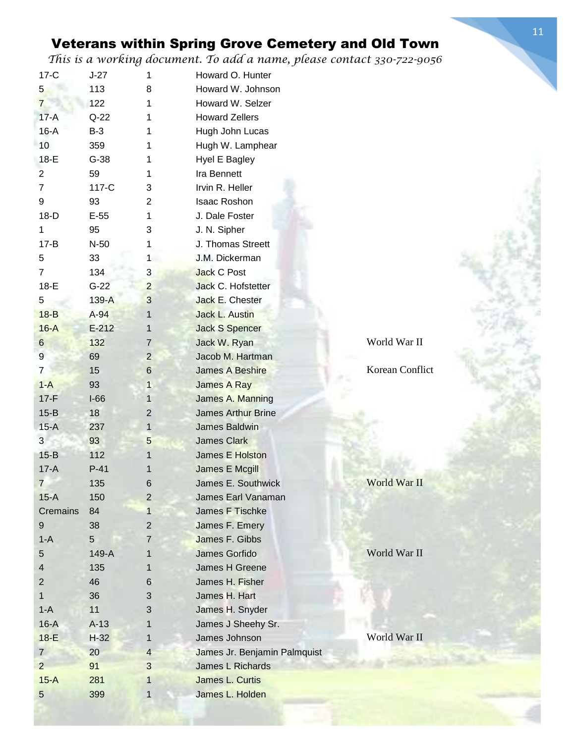# Veterans within Spring Grove Cemetery and Old Town

*This is a working document. To add a name, please contact 330-722-9056*

| | | | | |
|---|---|---|---|---|
| 17-C | J-27 | 1 | Howard O. Hunter | |
| 5 | 113 | 8 | Howard W. Johnson | |
| 7 | 122 | 1 | Howard W. Selzer | |
| 17-A | Q-22 | 1 | Howard Zellers | |
| 16-A | B-3 | 1 | Hugh John Lucas | |
| 10 | 359 | 1 | Hugh W. Lamphear | |
| 18-E | G-38 | 1 | Hyel E Bagley | |
| 2 | 59 | 1 | Ira Bennett | |
| 7 | 117-C | 3 | Irvin R. Heller | |
| 9 | 93 | 2 | Isaac Roshon | |
| 18-D | E-55 | 1 | J. Dale Foster | |
| 1 | 95 | 3 | J. N. Sipher | |
| 17-B | N-50 | 1 | J. Thomas Streett | |
| 5 | 33 | 1 | J.M. Dickerman | |
| 7 | 134 | 3 | Jack C Post | |
| 18-E | G-22 | 2 | Jack C. Hofstetter | |
| 5 | 139-A | 3 | Jack E. Chester | |
| 18-B | A-94 | 1 | Jack L. Austin | |
| 16-A | E-212 | 1 | Jack S Spencer | |
| 6 | 132 | 7 | Jack W. Ryan | World War II |
| 9 | 69 | 2 | Jacob M. Hartman | |
| 7 | 15 | 6 | James A Beshire | Korean Conflict |
| 1-A | 93 | 1 | James A Ray | |
| 17-F | I-66 | 1 | James A. Manning | |
| 15-B | 18 | 2 | James Arthur Brine | |
| 15-A | 237 | 1 | James Baldwin | |
| 3 | 93 | 5 | James Clark | |
| 15-B | 112 | 1 | James E Holston | |
| 17-A | P-41 | 1 | James E Mcgill | |
| 7 | 135 | 6 | James E. Southwick | World War II |
| 15-A | 150 | 2 | James Earl Vanaman | |
| Cremains | 84 | 1 | James F Tischke | |
| 9 | 38 | 2 | James F. Emery | |
| 1-A | 5 | 7 | James F. Gibbs | |
| 5 | 149-A | 1 | James Gorfido | World War II |
| 4 | 135 | 1 | James H Greene | |
| 2 | 46 | 6 | James H. Fisher | |
| 1 | 36 | 3 | James H. Hart | |
| 1-A | 11 | 3 | James H. Snyder | |
| 16-A | A-13 | 1 | James J Sheehy Sr. | |
| 18-E | H-32 | 1 | James Johnson | World War II |
| 7 | 20 | 4 | James Jr. Benjamin Palmquist | |
| 2 | 91 | 3 | James L Richards | |
| 15-A | 281 | 1 | James L. Curtis | |
| 5 | 399 | 1 | James L. Holden | |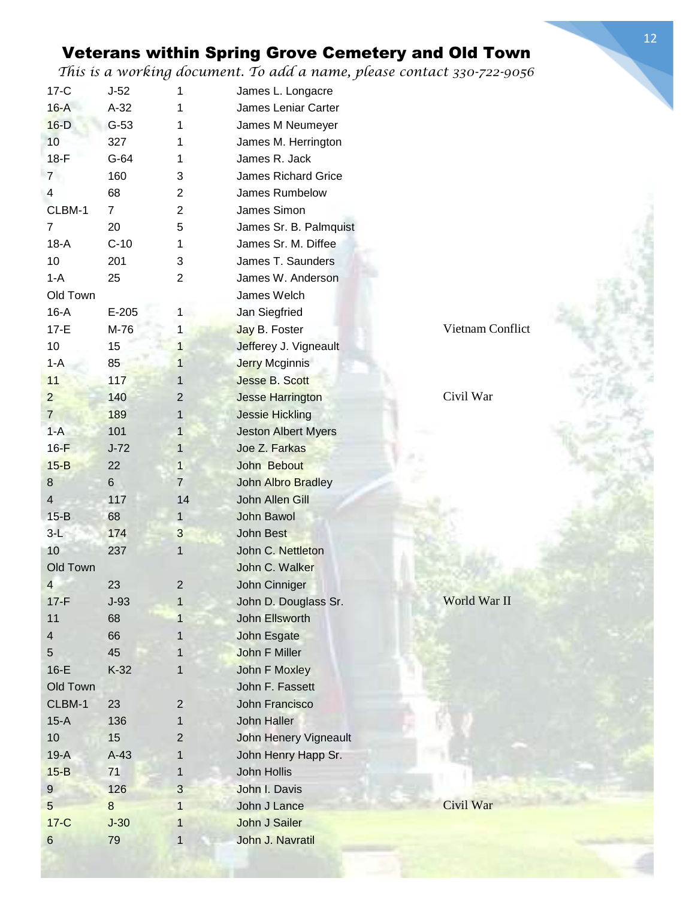# Veterans within Spring Grove Cemetery and Old Town

*This is a working document. To add a name, please contact 330-722-9056*

| | | | | |
|---|---|---|---|---|
| 17-C | J-52 | 1 | James L. Longacre | |
| 16-A | A-32 | 1 | James Leniar Carter | |
| 16-D | G-53 | 1 | James M Neumeyer | |
| 10 | 327 | 1 | James M. Herrington | |
| 18-F | G-64 | 1 | James R. Jack | |
| 7 | 160 | 3 | James Richard Grice | |
| 4 | 68 | 2 | James Rumbelow | |
| CLBM-1 | 7 | 2 | James Simon | |
| 7 | 20 | 5 | James Sr. B. Palmquist | |
| 18-A | C-10 | 1 | James Sr. M. Diffee | |
| 10 | 201 | 3 | James T. Saunders | |
| 1-A | 25 | 2 | James W. Anderson | |
| Old Town | | | James Welch | |
| 16-A | E-205 | 1 | Jan Siegfried | |
| 17-E | M-76 | 1 | Jay B. Foster | Vietnam Conflict |
| 10 | 15 | 1 | Jefferey J. Vigneault | |
| 1-A | 85 | 1 | Jerry Mcginnis | |
| 11 | 117 | 1 | Jesse B. Scott | |
| 2 | 140 | 2 | Jesse Harrington | Civil War |
| 7 | 189 | 1 | Jessie Hickling | |
| 1-A | 101 | 1 | Jeston Albert Myers | |
| 16-F | J-72 | 1 | Joe Z. Farkas | |
| 15-B | 22 | 1 | John Bebout | |
| 8 | 6 | 7 | John Albro Bradley | |
| 4 | 117 | 14 | John Allen Gill | |
| 15-B | 68 | 1 | John Bawol | |
| 3-L | 174 | 3 | John Best | |
| 10 | 237 | 1 | John C. Nettleton | |
| Old Town | | | John C. Walker | |
| 4 | 23 | 2 | John Cinniger | |
| 17-F | J-93 | 1 | John D. Douglass Sr. | World War II |
| 11 | 68 | 1 | John Ellsworth | |
| 4 | 66 | 1 | John Esgate | |
| 5 | 45 | 1 | John F Miller | |
| 16-E | K-32 | 1 | John F Moxley | |
| Old Town | | | John F. Fassett | |
| CLBM-1 | 23 | 2 | John Francisco | |
| 15-A | 136 | 1 | John Haller | |
| 10 | 15 | 2 | John Henery Vigneault | |
| 19-A | A-43 | 1 | John Henry Happ Sr. | |
| 15-B | 71 | 1 | John Hollis | |
| 9 | 126 | 3 | John I. Davis | |
| 5 | 8 | 1 | John J Lance | Civil War |
| 17-C | J-30 | 1 | John J Sailer | |
| 6 | 79 | 1 | John J. Navratil | |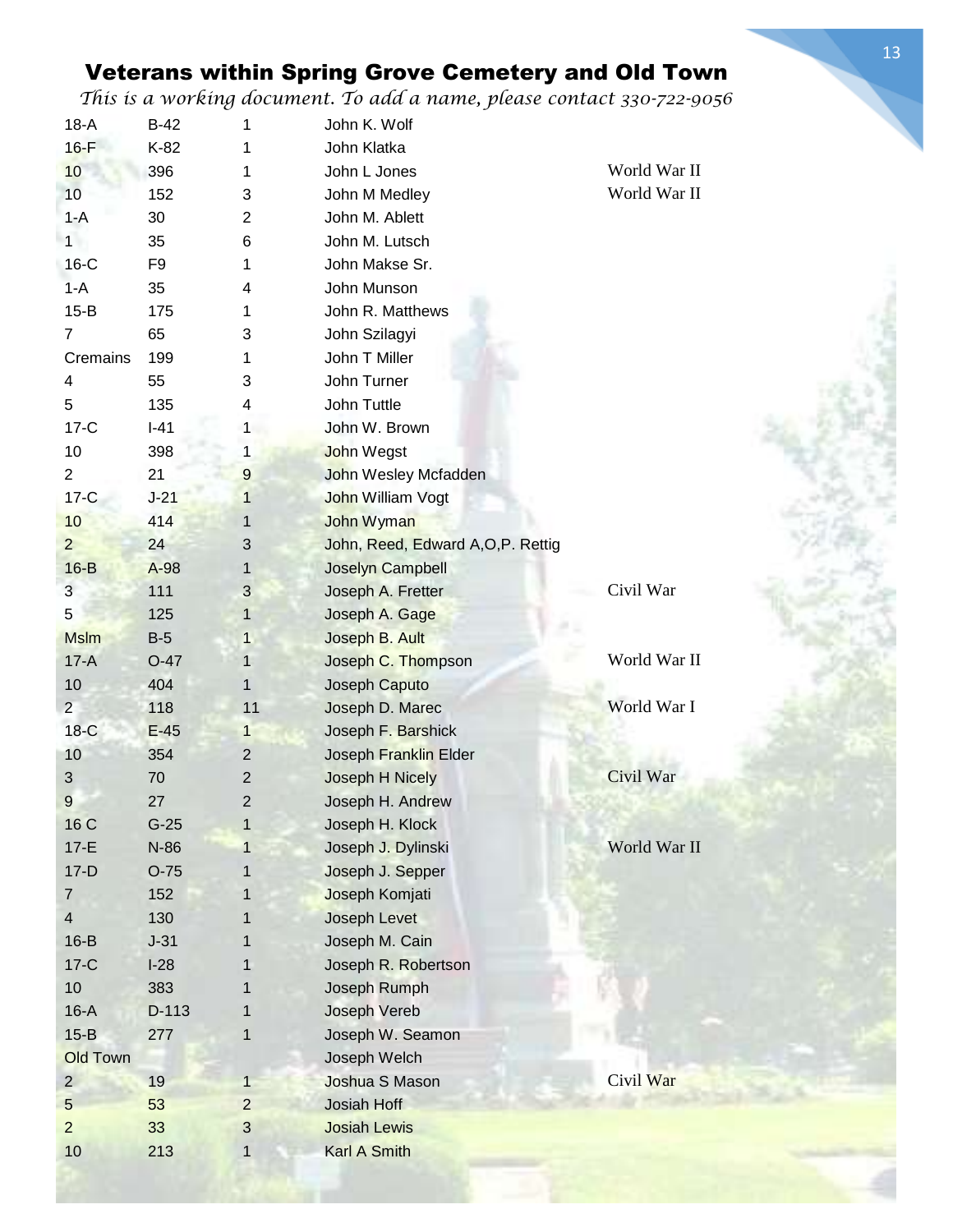# Veterans within Spring Grove Cemetery and Old Town

*This is a working document. To add a name, please contact 330-722-9056*

| | | | | |
|---|---|---|---|---|
| 18-A | B-42 | 1 | John K. Wolf | |
| 16-F | K-82 | 1 | John Klatka | |
| 10 | 396 | 1 | John L Jones | World War II |
| 10 | 152 | 3 | John M Medley | World War II |
| 1-A | 30 | 2 | John M. Ablett | |
| 1 | 35 | 6 | John M. Lutsch | |
| 16-C | F9 | 1 | John Makse Sr. | |
| 1-A | 35 | 4 | John Munson | |
| 15-B | 175 | 1 | John R. Matthews | |
| 7 | 65 | 3 | John Szilagyi | |
| Cremains | 199 | 1 | John T Miller | |
| 4 | 55 | 3 | John Turner | |
| 5 | 135 | 4 | John Tuttle | |
| 17-C | I-41 | 1 | John W. Brown | |
| 10 | 398 | 1 | John Wegst | |
| 2 | 21 | 9 | John Wesley Mcfadden | |
| 17-C | J-21 | 1 | John William Vogt | |
| 10 | 414 | 1 | John Wyman | |
| 2 | 24 | 3 | John, Reed, Edward A,O,P. Rettig | |
| 16-B | A-98 | 1 | Joselyn Campbell | |
| 3 | 111 | 3 | Joseph A. Fretter | Civil War |
| 5 | 125 | 1 | Joseph A. Gage | |
| Mslm | B-5 | 1 | Joseph B. Ault | |
| 17-A | O-47 | 1 | Joseph C. Thompson | World War II |
| 10 | 404 | 1 | Joseph Caputo | |
| 2 | 118 | 11 | Joseph D. Marec | World War I |
| 18-C | E-45 | 1 | Joseph F. Barshick | |
| 10 | 354 | 2 | Joseph Franklin Elder | |
| 3 | 70 | 2 | Joseph H Nicely | Civil War |
| 9 | 27 | 2 | Joseph H. Andrew | |
| 16 C | G-25 | 1 | Joseph H. Klock | |
| 17-E | N-86 | 1 | Joseph J. Dylinski | World War II |
| 17-D | O-75 | 1 | Joseph J. Sepper | |
| 7 | 152 | 1 | Joseph Komjati | |
| 4 | 130 | 1 | Joseph Levet | |
| 16-B | J-31 | 1 | Joseph M. Cain | |
| 17-C | I-28 | 1 | Joseph R. Robertson | |
| 10 | 383 | 1 | Joseph Rumph | |
| 16-A | D-113 | 1 | Joseph Vereb | |
| 15-B | 277 | 1 | Joseph W. Seamon | |
| Old Town | | | Joseph Welch | |
| 2 | 19 | 1 | Joshua S Mason | Civil War |
| 5 | 53 | 2 | Josiah Hoff | |
| 2 | 33 | 3 | Josiah Lewis | |
| 10 | 213 | 1 | Karl A Smith | |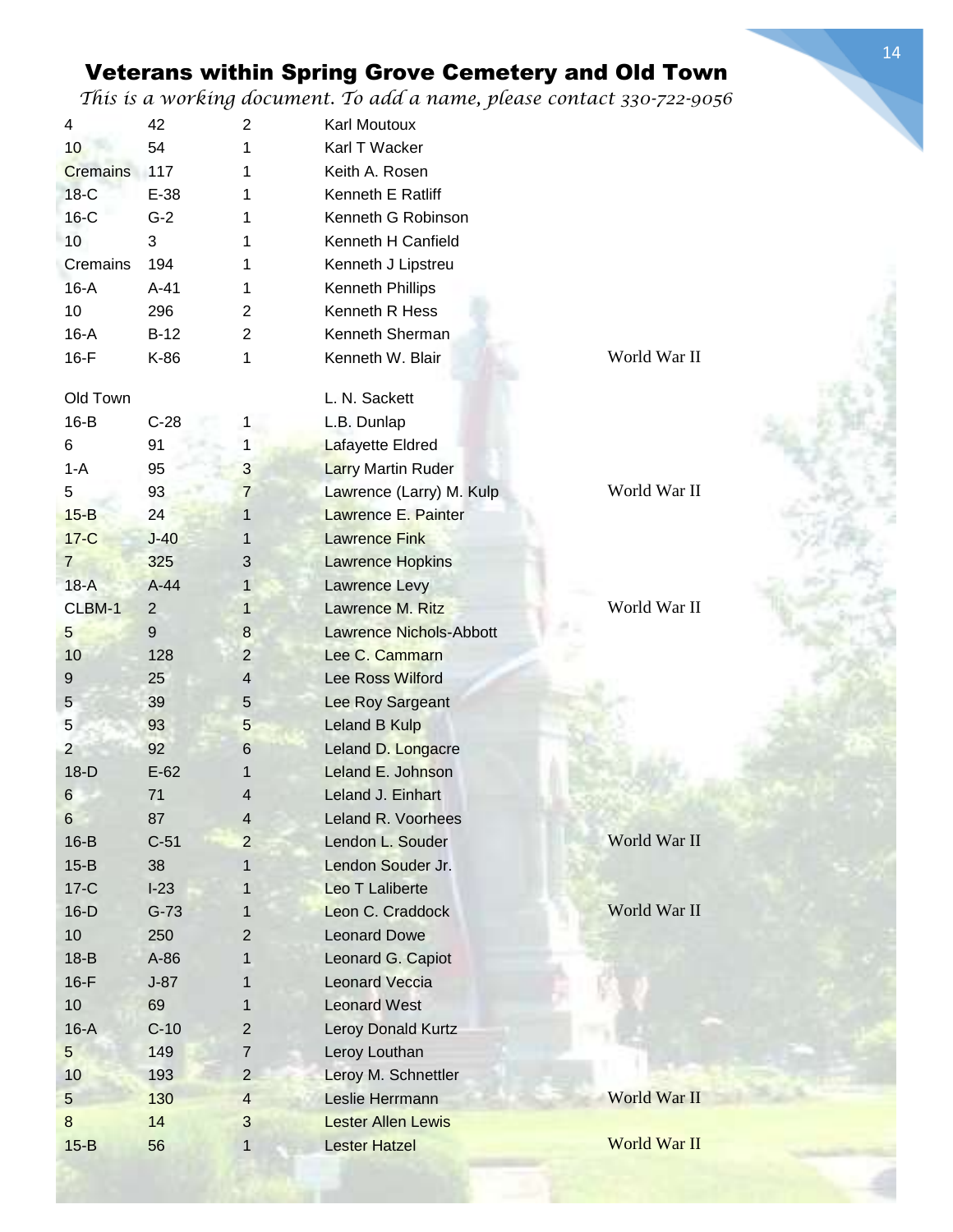# Veterans within Spring Grove Cemetery and Old Town

*This is a working document. To add a name, please contact 330-722-9056*

| | | | | |
|---|---|---|---|---|
| 4 | 42 | 2 | Karl Moutoux | |
| 10 | 54 | 1 | Karl T Wacker | |
| Cremains | 117 | 1 | Keith A. Rosen | |
| 18-C | E-38 | 1 | Kenneth E Ratliff | |
| 16-C | G-2 | 1 | Kenneth G Robinson | |
| 10 | 3 | 1 | Kenneth H Canfield | |
| Cremains | 194 | 1 | Kenneth J Lipstreu | |
| 16-A | A-41 | 1 | Kenneth Phillips | |
| 10 | 296 | 2 | Kenneth R Hess | |
| 16-A | B-12 | 2 | Kenneth Sherman | |
| 16-F | K-86 | 1 | Kenneth W. Blair | World War II |
| Old Town | | | L. N. Sackett | |
| 16-B | C-28 | 1 | L.B. Dunlap | |
| 6 | 91 | 1 | Lafayette Eldred | |
| 1-A | 95 | 3 | Larry Martin Ruder | |
| 5 | 93 | 7 | Lawrence (Larry) M. Kulp | World War II |
| 15-B | 24 | 1 | Lawrence E. Painter | |
| 17-C | J-40 | 1 | Lawrence Fink | |
| 7 | 325 | 3 | Lawrence Hopkins | |
| 18-A | A-44 | 1 | Lawrence Levy | |
| CLBM-1 | 2 | 1 | Lawrence M. Ritz | World War II |
| 5 | 9 | 8 | Lawrence Nichols-Abbott | |
| 10 | 128 | 2 | Lee C. Cammarn | |
| 9 | 25 | 4 | Lee Ross Wilford | |
| 5 | 39 | 5 | Lee Roy Sargeant | |
| 5 | 93 | 5 | Leland B Kulp | |
| 2 | 92 | 6 | Leland D. Longacre | |
| 18-D | E-62 | 1 | Leland E. Johnson | |
| 6 | 71 | 4 | Leland J. Einhart | |
| 6 | 87 | 4 | Leland R. Voorhees | |
| 16-B | C-51 | 2 | Lendon L. Souder | World War II |
| 15-B | 38 | 1 | Lendon Souder Jr. | |
| 17-C | I-23 | 1 | Leo T Laliberte | |
| 16-D | G-73 | 1 | Leon C. Craddock | World War II |
| 10 | 250 | 2 | Leonard Dowe | |
| 18-B | A-86 | 1 | Leonard G. Capiot | |
| 16-F | J-87 | 1 | Leonard Veccia | |
| 10 | 69 | 1 | Leonard West | |
| 16-A | C-10 | 2 | Leroy Donald Kurtz | |
| 5 | 149 | 7 | Leroy Louthan | |
| 10 | 193 | 2 | Leroy M. Schnettler | |
| 5 | 130 | 4 | Leslie Herrmann | World War II |
| 8 | 14 | 3 | Lester Allen Lewis | |
| 15-B | 56 | 1 | Lester Hatzel | World War II |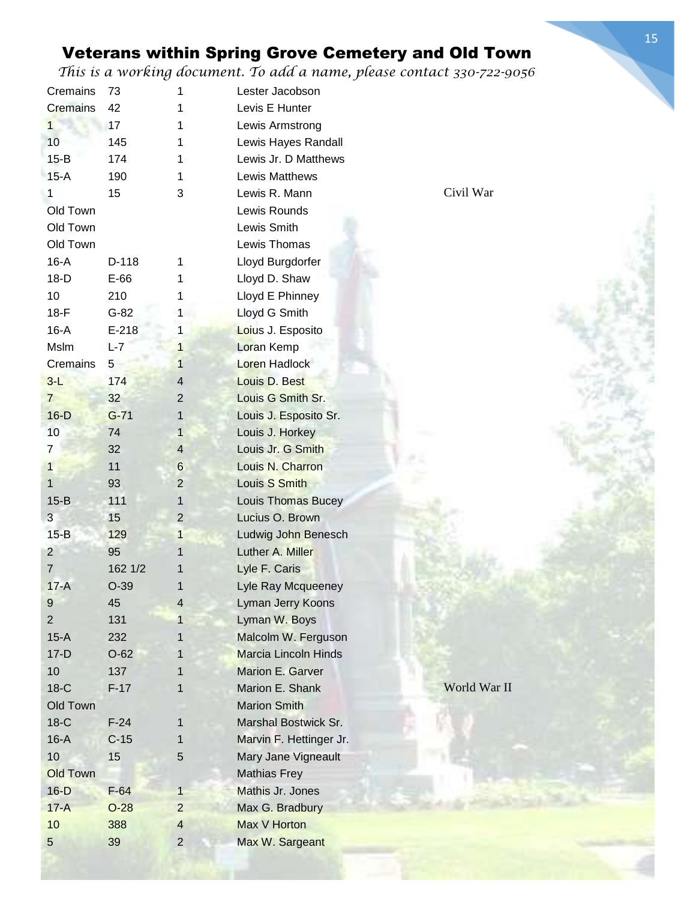# Veterans within Spring Grove Cemetery and Old Town

*This is a working document. To add a name, please contact 330-722-9056*

| | | | | |
|---|---|---|---|---|
| Cremains | 73 | 1 | Lester Jacobson | |
| Cremains | 42 | 1 | Levis E Hunter | |
| 1 | 17 | 1 | Lewis Armstrong | |
| 10 | 145 | 1 | Lewis Hayes Randall | |
| 15-B | 174 | 1 | Lewis Jr. D Matthews | |
| 15-A | 190 | 1 | Lewis Matthews | |
| 1 | 15 | 3 | Lewis R. Mann | Civil War |
| Old Town | | | Lewis Rounds | |
| Old Town | | | Lewis Smith | |
| Old Town | | | Lewis Thomas | |
| 16-A | D-118 | 1 | Lloyd Burgdorfer | |
| 18-D | E-66 | 1 | Lloyd D. Shaw | |
| 10 | 210 | 1 | Lloyd E Phinney | |
| 18-F | G-82 | 1 | Lloyd G Smith | |
| 16-A | E-218 | 1 | Loius J. Esposito | |
| Mslm | L-7 | 1 | Loran Kemp | |
| Cremains | 5 | 1 | Loren Hadlock | |
| 3-L | 174 | 4 | Louis D. Best | |
| 7 | 32 | 2 | Louis G Smith Sr. | |
| 16-D | G-71 | 1 | Louis J. Esposito Sr. | |
| 10 | 74 | 1 | Louis J. Horkey | |
| 7 | 32 | 4 | Louis Jr. G Smith | |
| 1 | 11 | 6 | Louis N. Charron | |
| 1 | 93 | 2 | Louis S Smith | |
| 15-B | 111 | 1 | Louis Thomas Bucey | |
| 3 | 15 | 2 | Lucius O. Brown | |
| 15-B | 129 | 1 | Ludwig John Benesch | |
| 2 | 95 | 1 | Luther A. Miller | |
| 7 | 162 1/2 | 1 | Lyle F. Caris | |
| 17-A | O-39 | 1 | Lyle Ray Mcqueeney | |
| 9 | 45 | 4 | Lyman Jerry Koons | |
| 2 | 131 | 1 | Lyman W. Boys | |
| 15-A | 232 | 1 | Malcolm W. Ferguson | |
| 17-D | O-62 | 1 | Marcia Lincoln Hinds | |
| 10 | 137 | 1 | Marion E. Garver | |
| 18-C | F-17 | 1 | Marion E. Shank | World War II |
| Old Town | | | Marion Smith | |
| 18-C | F-24 | 1 | Marshal Bostwick Sr. | |
| 16-A | C-15 | 1 | Marvin F. Hettinger Jr. | |
| 10 | 15 | 5 | Mary Jane Vigneault | |
| Old Town | | | Mathias Frey | |
| 16-D | F-64 | 1 | Mathis Jr. Jones | |
| 17-A | O-28 | 2 | Max G. Bradbury | |
| 10 | 388 | 4 | Max V Horton | |
| 5 | 39 | 2 | Max W. Sargeant | |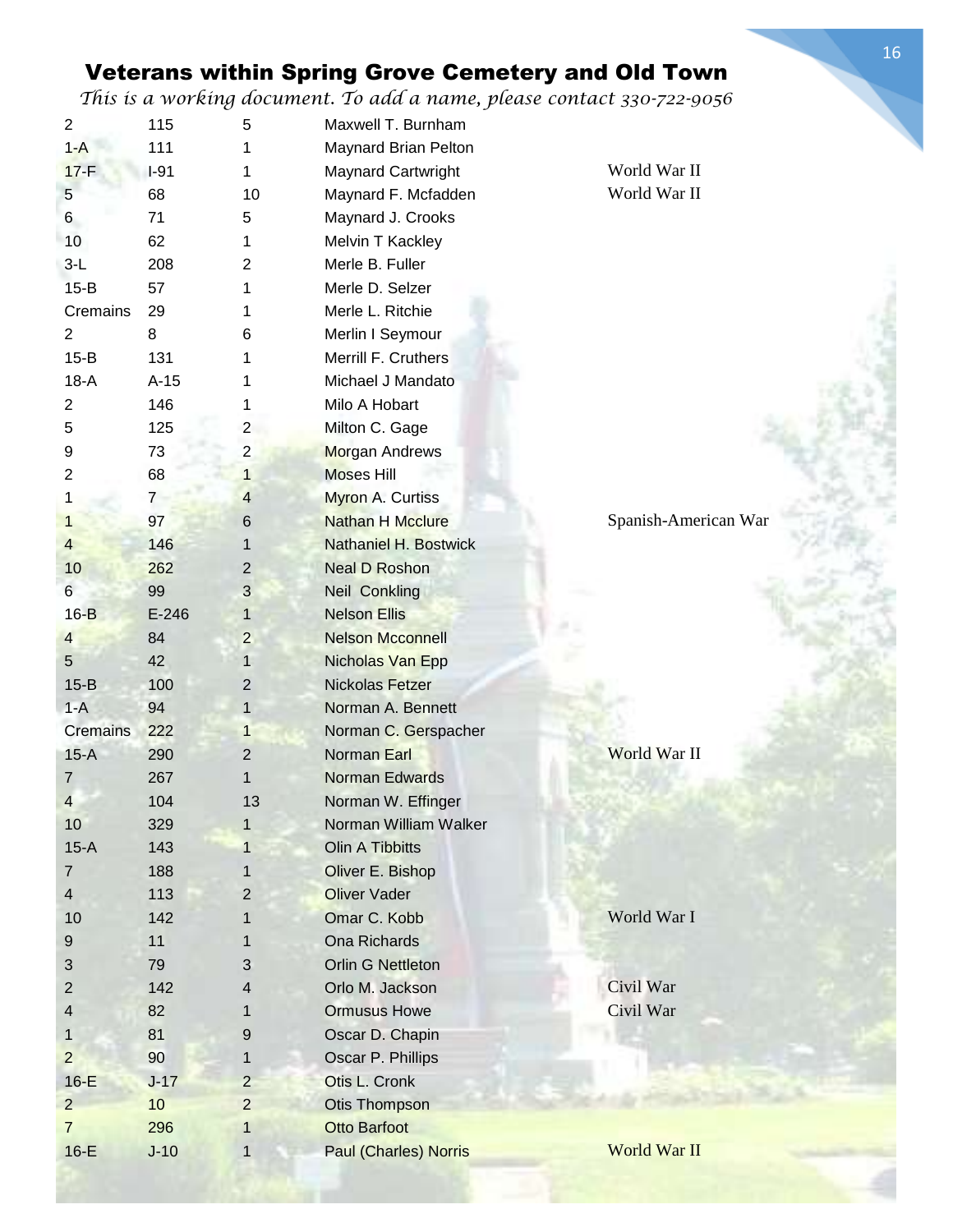# Veterans within Spring Grove Cemetery and Old Town

*This is a working document. To add a name, please contact 330-722-9056*

| | | | | |
|---|---|---|---|---|
| 2 | 115 | 5 | Maxwell T. Burnham | |
| 1-A | 111 | 1 | Maynard Brian Pelton | |
| 17-F | I-91 | 1 | Maynard Cartwright | World War II |
| 5 | 68 | 10 | Maynard F. Mcfadden | World War II |
| 6 | 71 | 5 | Maynard J. Crooks | |
| 10 | 62 | 1 | Melvin T Kackley | |
| 3-L | 208 | 2 | Merle B. Fuller | |
| 15-B | 57 | 1 | Merle D. Selzer | |
| Cremains | 29 | 1 | Merle L. Ritchie | |
| 2 | 8 | 6 | Merlin I Seymour | |
| 15-B | 131 | 1 | Merrill F. Cruthers | |
| 18-A | A-15 | 1 | Michael J Mandato | |
| 2 | 146 | 1 | Milo A Hobart | |
| 5 | 125 | 2 | Milton C. Gage | |
| 9 | 73 | 2 | Morgan Andrews | |
| 2 | 68 | 1 | Moses Hill | |
| 1 | 7 | 4 | Myron A. Curtiss | |
| 1 | 97 | 6 | Nathan H Mcclure | Spanish-American War |
| 4 | 146 | 1 | Nathaniel H. Bostwick | |
| 10 | 262 | 2 | Neal D Roshon | |
| 6 | 99 | 3 | Neil Conkling | |
| 16-B | E-246 | 1 | Nelson Ellis | |
| 4 | 84 | 2 | Nelson Mcconnell | |
| 5 | 42 | 1 | Nicholas Van Epp | |
| 15-B | 100 | 2 | Nickolas Fetzer | |
| 1-A | 94 | 1 | Norman A. Bennett | |
| Cremains | 222 | 1 | Norman C. Gerspacher | |
| 15-A | 290 | 2 | Norman Earl | World War II |
| 7 | 267 | 1 | Norman Edwards | |
| 4 | 104 | 13 | Norman W. Effinger | |
| 10 | 329 | 1 | Norman William Walker | |
| 15-A | 143 | 1 | Olin A Tibbitts | |
| 7 | 188 | 1 | Oliver E. Bishop | |
| 4 | 113 | 2 | Oliver Vader | |
| 10 | 142 | 1 | Omar C. Kobb | World War I |
| 9 | 11 | 1 | Ona Richards | |
| 3 | 79 | 3 | Orlin G Nettleton | |
| 2 | 142 | 4 | Orlo M. Jackson | Civil War |
| 4 | 82 | 1 | Ormusus Howe | Civil War |
| 1 | 81 | 9 | Oscar D. Chapin | |
| 2 | 90 | 1 | Oscar P. Phillips | |
| 16-E | J-17 | 2 | Otis L. Cronk | |
| 2 | 10 | 2 | Otis Thompson | |
| 7 | 296 | 1 | Otto Barfoot | |
| 16-E | J-10 | 1 | Paul (Charles) Norris | World War II |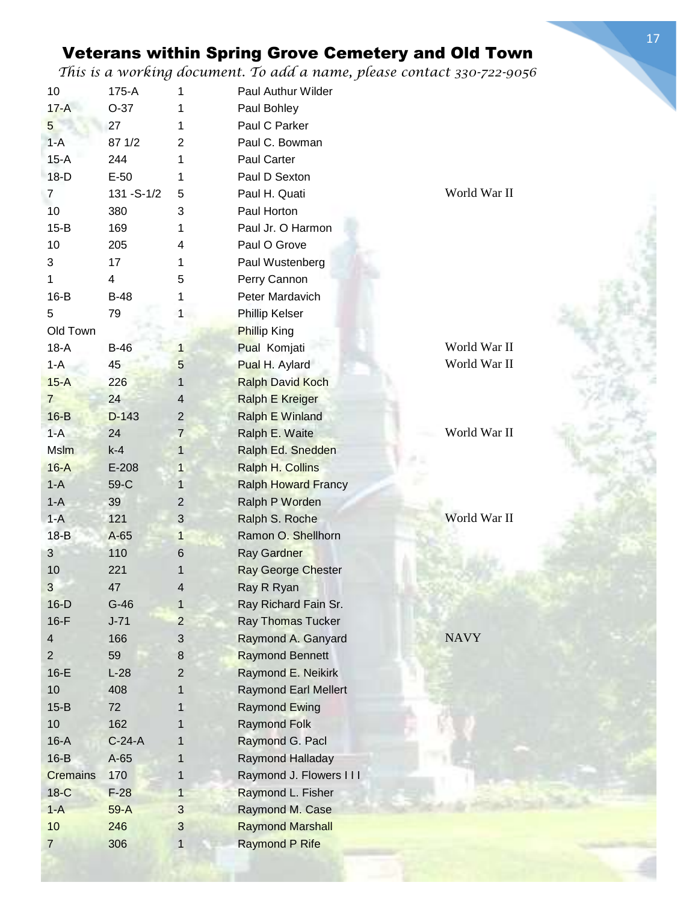# Veterans within Spring Grove Cemetery and Old Town

*This is a working document. To add a name, please contact 330-722-9056*

| | | | | |
|---|---|---|---|---|
| 10 | 175-A | 1 | Paul Authur Wilder | |
| 17-A | O-37 | 1 | Paul Bohley | |
| 5 | 27 | 1 | Paul C Parker | |
| 1-A | 87 1/2 | 2 | Paul C. Bowman | |
| 15-A | 244 | 1 | Paul Carter | |
| 18-D | E-50 | 1 | Paul D Sexton | |
| 7 | 131 -S-1/2 | 5 | Paul H. Quati | World War II |
| 10 | 380 | 3 | Paul Horton | |
| 15-B | 169 | 1 | Paul Jr. O Harmon | |
| 10 | 205 | 4 | Paul O Grove | |
| 3 | 17 | 1 | Paul Wustenberg | |
| 1 | 4 | 5 | Perry Cannon | |
| 16-B | B-48 | 1 | Peter Mardavich | |
| 5 | 79 | 1 | Phillip Kelser | |
| Old Town | | | Phillip King | |
| 18-A | B-46 | 1 | Pual Komjati | World War II |
| 1-A | 45 | 5 | Pual H. Aylard | World War II |
| 15-A | 226 | 1 | Ralph David Koch | |
| 7 | 24 | 4 | Ralph E Kreiger | |
| 16-B | D-143 | 2 | Ralph E Winland | |
| 1-A | 24 | 7 | Ralph E. Waite | World War II |
| Mslm | k-4 | 1 | Ralph Ed. Snedden | |
| 16-A | E-208 | 1 | Ralph H. Collins | |
| 1-A | 59-C | 1 | Ralph Howard Francy | |
| 1-A | 39 | 2 | Ralph P Worden | |
| 1-A | 121 | 3 | Ralph S. Roche | World War II |
| 18-B | A-65 | 1 | Ramon O. Shellhorn | |
| 3 | 110 | 6 | Ray Gardner | |
| 10 | 221 | 1 | Ray George Chester | |
| 3 | 47 | 4 | Ray R Ryan | |
| 16-D | G-46 | 1 | Ray Richard Fain Sr. | |
| 16-F | J-71 | 2 | Ray Thomas Tucker | |
| 4 | 166 | 3 | Raymond A. Ganyard | NAVY |
| 2 | 59 | 8 | Raymond Bennett | |
| 16-E | L-28 | 2 | Raymond E. Neikirk | |
| 10 | 408 | 1 | Raymond Earl Mellert | |
| 15-B | 72 | 1 | Raymond Ewing | |
| 10 | 162 | 1 | Raymond Folk | |
| 16-A | C-24-A | 1 | Raymond G. Pacl | |
| 16-B | A-65 | 1 | Raymond Halladay | |
| Cremains | 170 | 1 | Raymond J. Flowers I I I | |
| 18-C | F-28 | 1 | Raymond L. Fisher | |
| 1-A | 59-A | 3 | Raymond M. Case | |
| 10 | 246 | 3 | Raymond Marshall | |
| 7 | 306 | 1 | Raymond P Rife | |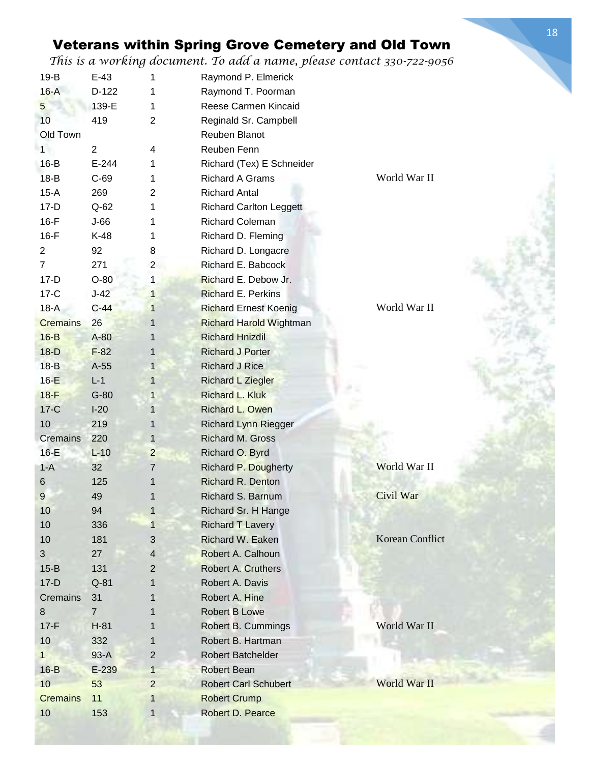# Veterans within Spring Grove Cemetery and Old Town

*This is a working document. To add a name, please contact 330-722-9056*

| | | | | |
|---|---|---|---|---|
| 19-B | E-43 | 1 | Raymond P. Elmerick | |
| 16-A | D-122 | 1 | Raymond T. Poorman | |
| 5 | 139-E | 1 | Reese Carmen Kincaid | |
| 10 | 419 | 2 | Reginald Sr. Campbell | |
| Old Town | | | Reuben Blanot | |
| 1 | 2 | 4 | Reuben Fenn | |
| 16-B | E-244 | 1 | Richard (Tex) E Schneider | |
| 18-B | C-69 | 1 | Richard A Grams | World War II |
| 15-A | 269 | 2 | Richard Antal | |
| 17-D | Q-62 | 1 | Richard Carlton Leggett | |
| 16-F | J-66 | 1 | Richard Coleman | |
| 16-F | K-48 | 1 | Richard D. Fleming | |
| 2 | 92 | 8 | Richard D. Longacre | |
| 7 | 271 | 2 | Richard E. Babcock | |
| 17-D | O-80 | 1 | Richard E. Debow Jr. | |
| 17-C | J-42 | 1 | Richard E. Perkins | |
| 18-A | C-44 | 1 | Richard Ernest Koenig | World War II |
| Cremains | 26 | 1 | Richard Harold Wightman | |
| 16-B | A-80 | 1 | Richard Hnizdil | |
| 18-D | F-82 | 1 | Richard J Porter | |
| 18-B | A-55 | 1 | Richard J Rice | |
| 16-E | L-1 | 1 | Richard L Ziegler | |
| 18-F | G-80 | 1 | Richard L. Kluk | |
| 17-C | I-20 | 1 | Richard L. Owen | |
| 10 | 219 | 1 | Richard Lynn Riegger | |
| Cremains | 220 | 1 | Richard M. Gross | |
| 16-E | L-10 | 2 | Richard O. Byrd | |
| 1-A | 32 | 7 | Richard P. Dougherty | World War II |
| 6 | 125 | 1 | Richard R. Denton | |
| 9 | 49 | 1 | Richard S. Barnum | Civil War |
| 10 | 94 | 1 | Richard Sr. H Hange | |
| 10 | 336 | 1 | Richard T Lavery | |
| 10 | 181 | 3 | Richard W. Eaken | Korean Conflict |
| 3 | 27 | 4 | Robert A. Calhoun | |
| 15-B | 131 | 2 | Robert A. Cruthers | |
| 17-D | Q-81 | 1 | Robert A. Davis | |
| Cremains | 31 | 1 | Robert A. Hine | |
| 8 | 7 | 1 | Robert B Lowe | |
| 17-F | H-81 | 1 | Robert B. Cummings | World War II |
| 10 | 332 | 1 | Robert B. Hartman | |
| 1 | 93-A | 2 | Robert Batchelder | |
| 16-B | E-239 | 1 | Robert Bean | |
| 10 | 53 | 2 | Robert Carl Schubert | World War II |
| Cremains | 11 | 1 | Robert Crump | |
| 10 | 153 | 1 | Robert D. Pearce | |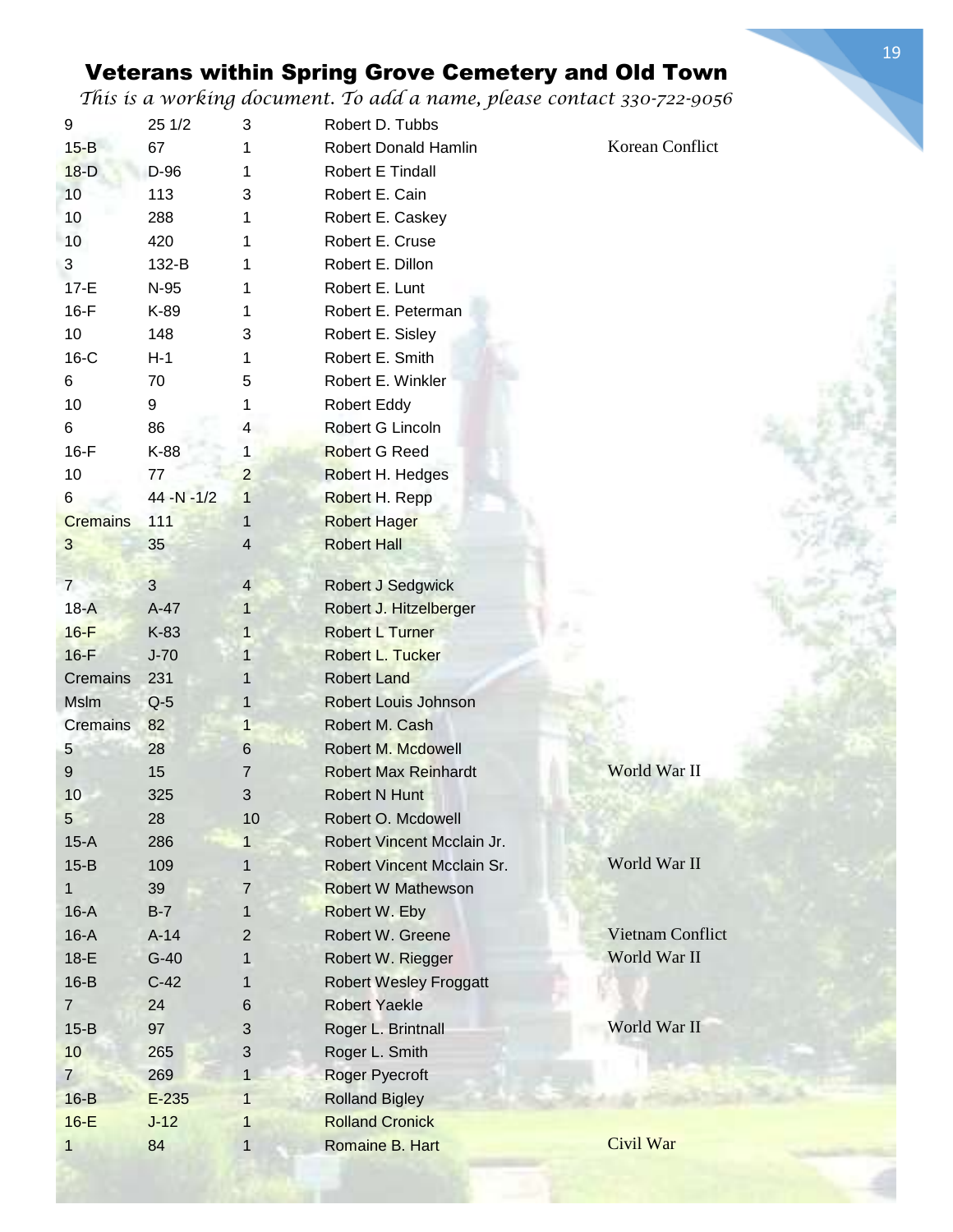## Veterans within Spring Grove Cemetery and Old Town

*This is a working document. To add a name, please contact 330-722-9056*

| | | | | |
|---|---|---|---|---|
| 9 | 25 1/2 | 3 | Robert D. Tubbs | |
| 15-B | 67 | 1 | Robert Donald Hamlin | Korean Conflict |
| 18-D | D-96 | 1 | Robert E Tindall | |
| 10 | 113 | 3 | Robert E. Cain | |
| 10 | 288 | 1 | Robert E. Caskey | |
| 10 | 420 | 1 | Robert E. Cruse | |
| 3 | 132-B | 1 | Robert E. Dillon | |
| 17-E | N-95 | 1 | Robert E. Lunt | |
| 16-F | K-89 | 1 | Robert E. Peterman | |
| 10 | 148 | 3 | Robert E. Sisley | |
| 16-C | H-1 | 1 | Robert E. Smith | |
| 6 | 70 | 5 | Robert E. Winkler | |
| 10 | 9 | 1 | Robert Eddy | |
| 6 | 86 | 4 | Robert G Lincoln | |
| 16-F | K-88 | 1 | Robert G Reed | |
| 10 | 77 | 2 | Robert H. Hedges | |
| 6 | 44 -N -1/2 | 1 | Robert H. Repp | |
| Cremains | 111 | 1 | Robert Hager | |
| 3 | 35 | 4 | Robert Hall | |
| 7 | 3 | 4 | Robert J Sedgwick | |
| 18-A | A-47 | 1 | Robert J. Hitzelberger | |
| 16-F | K-83 | 1 | Robert L Turner | |
| 16-F | J-70 | 1 | Robert L. Tucker | |
| Cremains | 231 | 1 | Robert Land | |
| Mslm | Q-5 | 1 | Robert Louis Johnson | |
| Cremains | 82 | 1 | Robert M. Cash | |
| 5 | 28 | 6 | Robert M. Mcdowell | |
| 9 | 15 | 7 | Robert Max Reinhardt | World War II |
| 10 | 325 | 3 | Robert N Hunt | |
| 5 | 28 | 10 | Robert O. Mcdowell | |
| 15-A | 286 | 1 | Robert Vincent Mcclain Jr. | |
| 15-B | 109 | 1 | Robert Vincent Mcclain Sr. | World War II |
| 1 | 39 | 7 | Robert W Mathewson | |
| 16-A | B-7 | 1 | Robert W. Eby | |
| 16-A | A-14 | 2 | Robert W. Greene | Vietnam Conflict |
| 18-E | G-40 | 1 | Robert W. Riegger | World War II |
| 16-B | C-42 | 1 | Robert Wesley Froggatt | |
| 7 | 24 | 6 | Robert Yaekle | |
| 15-B | 97 | 3 | Roger L. Brintnall | World War II |
| 10 | 265 | 3 | Roger L. Smith | |
| 7 | 269 | 1 | Roger Pyecroft | |
| 16-B | E-235 | 1 | Rolland Bigley | |
| 16-E | J-12 | 1 | Rolland Cronick | |
| 1 | 84 | 1 | Romaine B. Hart | Civil War |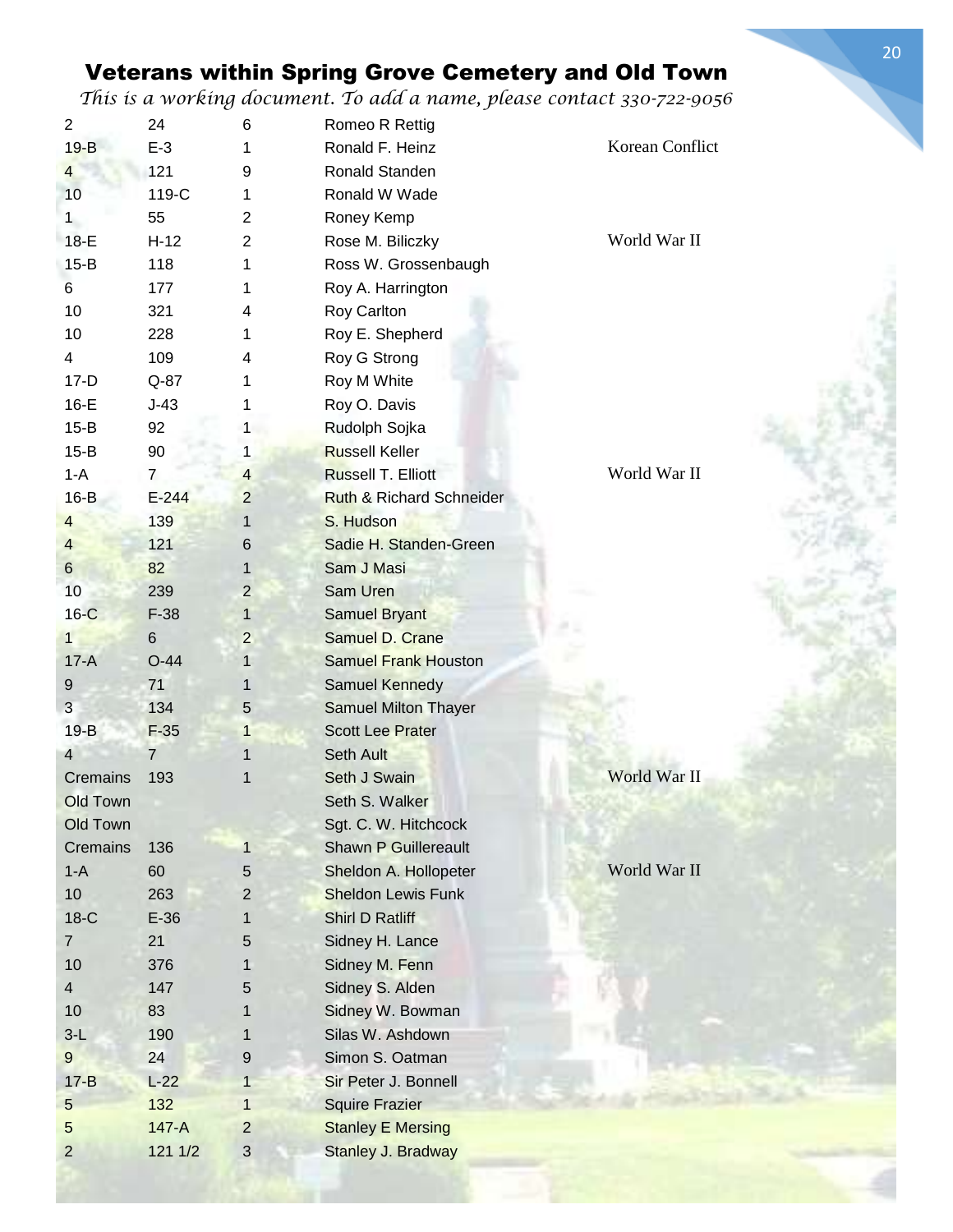## Veterans within Spring Grove Cemetery and Old Town

*This is a working document. To add a name, please contact 330-722-9056*

| | | | | |
|---|---|---|---|---|
| 2 | 24 | 6 | Romeo R Rettig | |
| 19-B | E-3 | 1 | Ronald F. Heinz | Korean Conflict |
| 4 | 121 | 9 | Ronald Standen | |
| 10 | 119-C | 1 | Ronald W Wade | |
| 1 | 55 | 2 | Roney Kemp | |
| 18-E | H-12 | 2 | Rose M. Biliczky | World War II |
| 15-B | 118 | 1 | Ross W. Grossenbaugh | |
| 6 | 177 | 1 | Roy A. Harrington | |
| 10 | 321 | 4 | Roy Carlton | |
| 10 | 228 | 1 | Roy E. Shepherd | |
| 4 | 109 | 4 | Roy G Strong | |
| 17-D | Q-87 | 1 | Roy M White | |
| 16-E | J-43 | 1 | Roy O. Davis | |
| 15-B | 92 | 1 | Rudolph Sojka | |
| 15-B | 90 | 1 | Russell Keller | |
| 1-A | 7 | 4 | Russell T. Elliott | World War II |
| 16-B | E-244 | 2 | Ruth & Richard Schneider | |
| 4 | 139 | 1 | S. Hudson | |
| 4 | 121 | 6 | Sadie H. Standen-Green | |
| 6 | 82 | 1 | Sam J Masi | |
| 10 | 239 | 2 | Sam Uren | |
| 16-C | F-38 | 1 | Samuel Bryant | |
| 1 | 6 | 2 | Samuel D. Crane | |
| 17-A | O-44 | 1 | Samuel Frank Houston | |
| 9 | 71 | 1 | Samuel Kennedy | |
| 3 | 134 | 5 | Samuel Milton Thayer | |
| 19-B | F-35 | 1 | Scott Lee Prater | |
| 4 | 7 | 1 | Seth Ault | |
| Cremains | 193 | 1 | Seth J Swain | World War II |
| Old Town | | | Seth S. Walker | |
| Old Town | | | Sgt. C. W. Hitchcock | |
| Cremains | 136 | 1 | Shawn P Guillereault | |
| 1-A | 60 | 5 | Sheldon A. Hollopeter | World War II |
| 10 | 263 | 2 | Sheldon Lewis Funk | |
| 18-C | E-36 | 1 | Shirl D Ratliff | |
| 7 | 21 | 5 | Sidney H. Lance | |
| 10 | 376 | 1 | Sidney M. Fenn | |
| 4 | 147 | 5 | Sidney S. Alden | |
| 10 | 83 | 1 | Sidney W. Bowman | |
| 3-L | 190 | 1 | Silas W. Ashdown | |
| 9 | 24 | 9 | Simon S. Oatman | |
| 17-B | L-22 | 1 | Sir Peter J. Bonnell | |
| 5 | 132 | 1 | Squire Frazier | |
| 5 | 147-A | 2 | Stanley E Mersing | |
| 2 | 121 1/2 | 3 | Stanley J. Bradway | |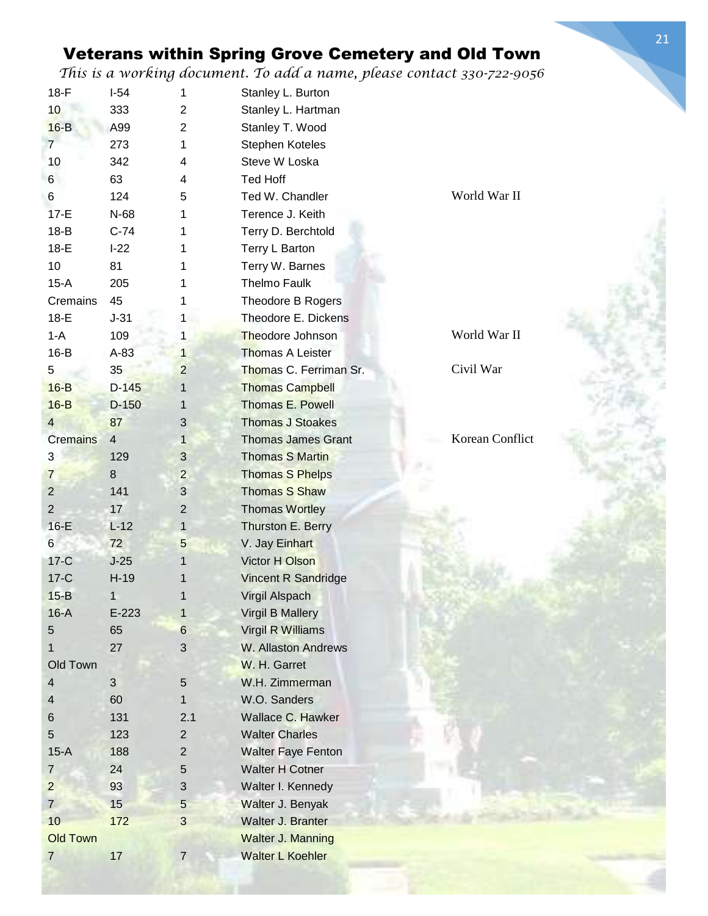# Veterans within Spring Grove Cemetery and Old Town

*This is a working document. To add a name, please contact 330-722-9056*

| | | | | |
|---|---|---|---|---|
| 18-F | I-54 | 1 | Stanley L. Burton | |
| 10 | 333 | 2 | Stanley L. Hartman | |
| 16-B | A99 | 2 | Stanley T. Wood | |
| 7 | 273 | 1 | Stephen Koteles | |
| 10 | 342 | 4 | Steve W Loska | |
| 6 | 63 | 4 | Ted Hoff | |
| 6 | 124 | 5 | Ted W. Chandler | World War II |
| 17-E | N-68 | 1 | Terence J. Keith | |
| 18-B | C-74 | 1 | Terry D. Berchtold | |
| 18-E | I-22 | 1 | Terry L Barton | |
| 10 | 81 | 1 | Terry W. Barnes | |
| 15-A | 205 | 1 | Thelmo Faulk | |
| Cremains | 45 | 1 | Theodore B Rogers | |
| 18-E | J-31 | 1 | Theodore E. Dickens | |
| 1-A | 109 | 1 | Theodore Johnson | World War II |
| 16-B | A-83 | 1 | Thomas A Leister | |
| 5 | 35 | 2 | Thomas C. Ferriman Sr. | Civil War |
| 16-B | D-145 | 1 | Thomas Campbell | |
| 16-B | D-150 | 1 | Thomas E. Powell | |
| 4 | 87 | 3 | Thomas J Stoakes | |
| Cremains | 4 | 1 | Thomas James Grant | Korean Conflict |
| 3 | 129 | 3 | Thomas S Martin | |
| 7 | 8 | 2 | Thomas S Phelps | |
| 2 | 141 | 3 | Thomas S Shaw | |
| 2 | 17 | 2 | Thomas Wortley | |
| 16-E | L-12 | 1 | Thurston E. Berry | |
| 6 | 72 | 5 | V. Jay Einhart | |
| 17-C | J-25 | 1 | Victor H Olson | |
| 17-C | H-19 | 1 | Vincent R Sandridge | |
| 15-B | 1 | 1 | Virgil Alspach | |
| 16-A | E-223 | 1 | Virgil B Mallery | |
| 5 | 65 | 6 | Virgil R Williams | |
| 1 | 27 | 3 | W. Allaston Andrews | |
| Old Town | | | W. H. Garret | |
| 4 | 3 | 5 | W.H. Zimmerman | |
| 4 | 60 | 1 | W.O. Sanders | |
| 6 | 131 | 2.1 | Wallace C. Hawker | |
| 5 | 123 | 2 | Walter Charles | |
| 15-A | 188 | 2 | Walter Faye Fenton | |
| 7 | 24 | 5 | Walter H Cotner | |
| 2 | 93 | 3 | Walter I. Kennedy | |
| 7 | 15 | 5 | Walter J. Benyak | |
| 10 | 172 | 3 | Walter J. Branter | |
| Old Town | | | Walter J. Manning | |
| 7 | 17 | 7 | Walter L Koehler | |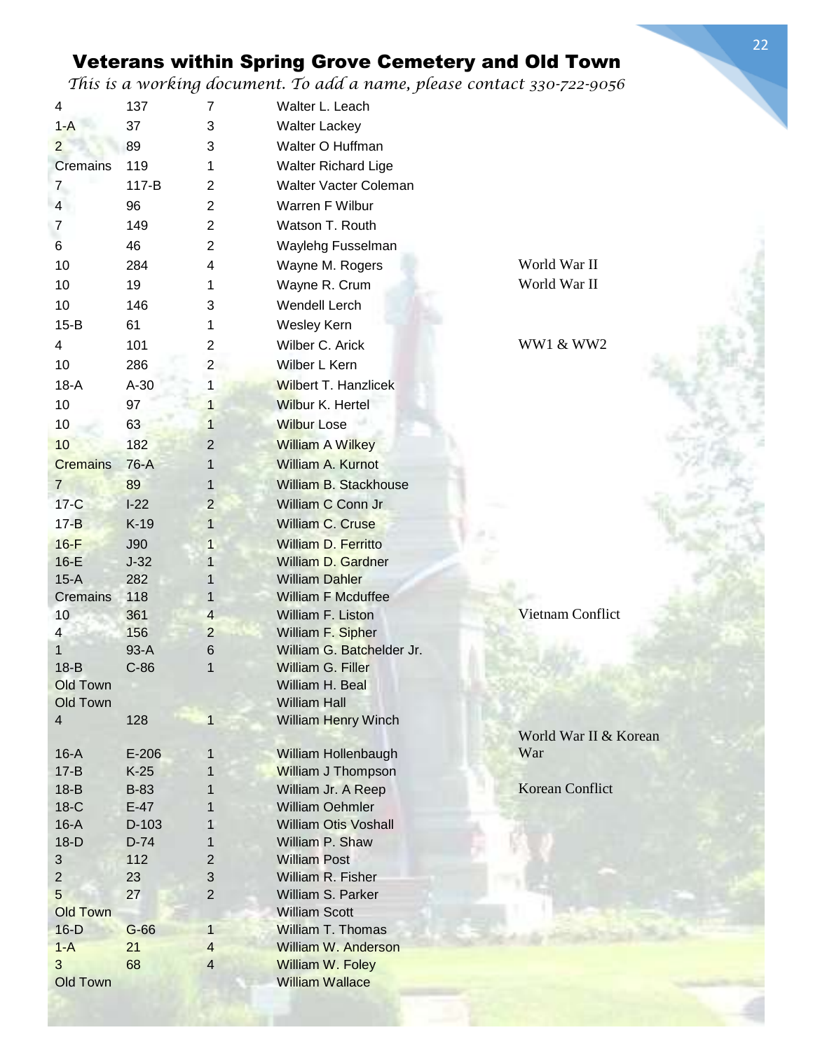# Veterans within Spring Grove Cemetery and Old Town

*This is a working document. To add a name, please contact 330-722-9056*

| | | | | |
|---|---|---|---|---|
| 4 | 137 | 7 | Walter L. Leach | |
| 1-A | 37 | 3 | Walter Lackey | |
| 2 | 89 | 3 | Walter O Huffman | |
| Cremains | 119 | 1 | Walter Richard Lige | |
| 7 | 117-B | 2 | Walter Vacter Coleman | |
| 4 | 96 | 2 | Warren F Wilbur | |
| 7 | 149 | 2 | Watson T. Routh | |
| 6 | 46 | 2 | Waylehg Fusselman | |
| 10 | 284 | 4 | Wayne M. Rogers | World War II |
| 10 | 19 | 1 | Wayne R. Crum | World War II |
| 10 | 146 | 3 | Wendell Lerch | |
| 15-B | 61 | 1 | Wesley Kern | |
| 4 | 101 | 2 | Wilber C. Arick | WW1 & WW2 |
| 10 | 286 | 2 | Wilber L Kern | |
| 18-A | A-30 | 1 | Wilbert T. Hanzlicek | |
| 10 | 97 | 1 | Wilbur K. Hertel | |
| 10 | 63 | 1 | Wilbur Lose | |
| 10 | 182 | 2 | William A Wilkey | |
| Cremains | 76-A | 1 | William A. Kurnot | |
| 7 | 89 | 1 | William B. Stackhouse | |
| 17-C | I-22 | 2 | William C Conn Jr | |
| 17-B | K-19 | 1 | William C. Cruse | |
| 16-F | J90 | 1 | William D. Ferritto | |
| 16-E | J-32 | 1 | William D. Gardner | |
| 15-A | 282 | 1 | William Dahler | |
| Cremains | 118 | 1 | William F Mcduffee | |
| 10 | 361 | 4 | William F. Liston | Vietnam Conflict |
| 4 | 156 | 2 | William F. Sipher | |
| 1 | 93-A | 6 | William G. Batchelder Jr. | |
| 18-B | C-86 | 1 | William G. Filler | |
| Old Town | | | William H. Beal | |
| Old Town | | | William Hall | |
| 4 | 128 | 1 | William Henry Winch | |
| 16-A | E-206 | 1 | William Hollenbaugh | World War II & Korean War |
| 17-B | K-25 | 1 | William J Thompson | |
| 18-B | B-83 | 1 | William Jr. A Reep | Korean Conflict |
| 18-C | E-47 | 1 | William Oehmler | |
| 16-A | D-103 | 1 | William Otis Voshall | |
| 18-D | D-74 | 1 | William P. Shaw | |
| 3 | 112 | 2 | William Post | |
| 2 | 23 | 3 | William R. Fisher | |
| 5 | 27 | 2 | William S. Parker | |
| Old Town | | | William Scott | |
| 16-D | G-66 | 1 | William T. Thomas | |
| 1-A | 21 | 4 | William W. Anderson | |
| 3 | 68 | 4 | William W. Foley | |
| Old Town | | | William Wallace | |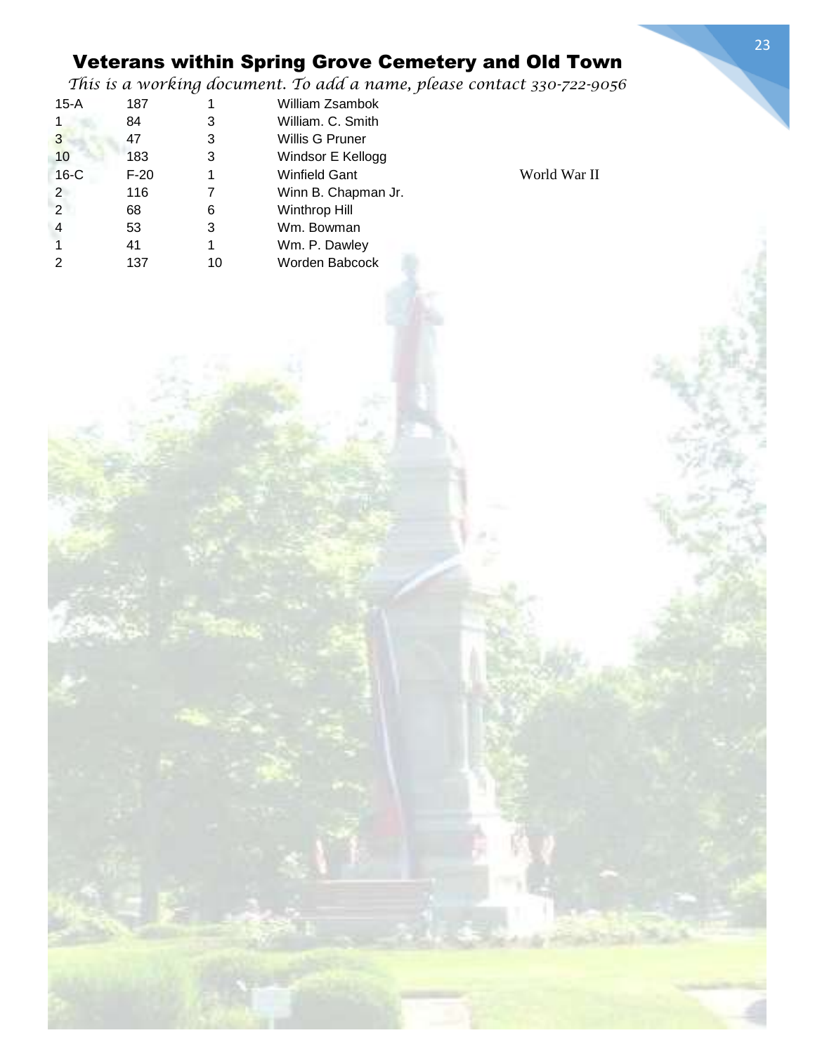# Veterans within Spring Grove Cemetery and Old Town

*This is a working document. To add a name, please contact 330-722-9056*

| | | | | |
|---|---|---|---|---|
| 15-A | 187 | 1 | William Zsambok | |
| 1 | 84 | 3 | William. C. Smith | |
| 3 | 47 | 3 | Willis G Pruner | |
| 10 | 183 | 3 | Windsor E Kellogg | |
| 16-C | F-20 | 1 | Winfield Gant | World War II |
| 2 | 116 | 7 | Winn B. Chapman Jr. | |
| 2 | 68 | 6 | Winthrop Hill | |
| 4 | 53 | 3 | Wm. Bowman | |
| 1 | 41 | 1 | Wm. P. Dawley | |
| 2 | 137 | 10 | Worden Babcock | |